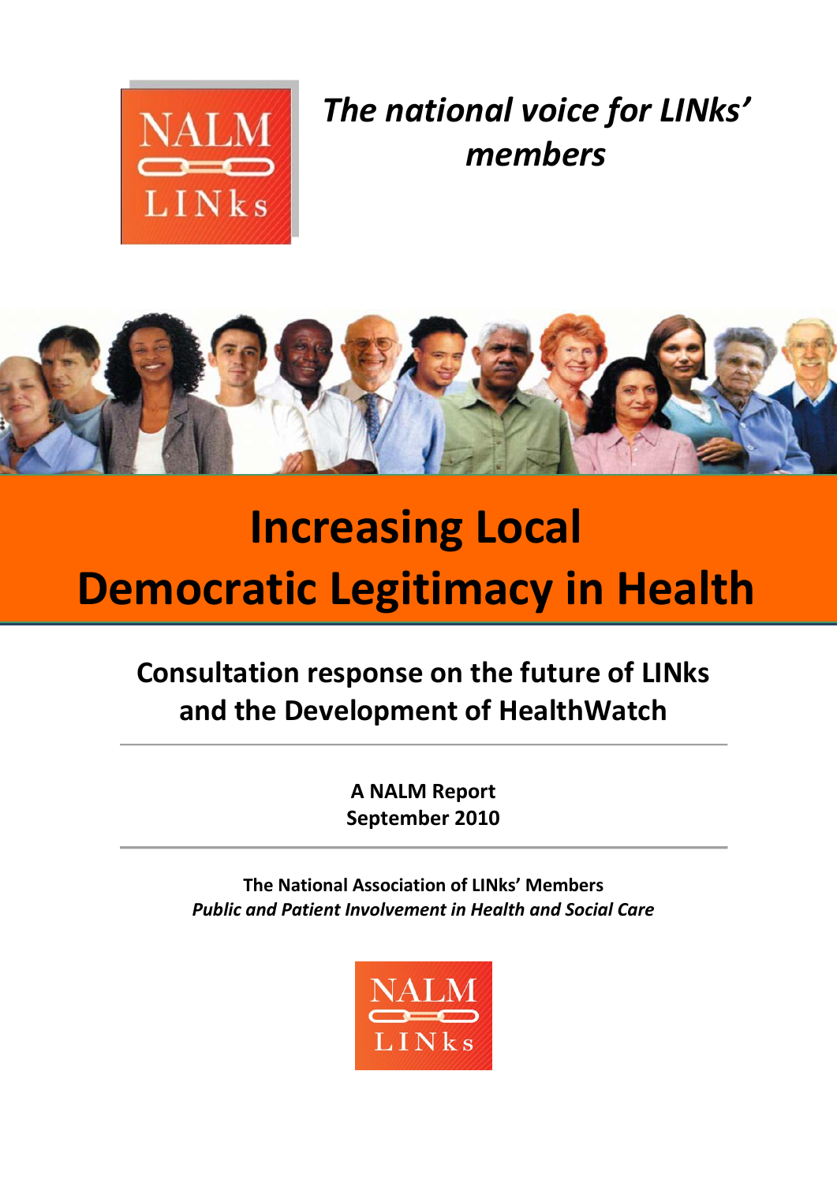*The national voice for LINks' members*

# Increasing Local Democratic Legitimacy in Health

## Consultation response on the future of LINks and the Development of HealthWatch

**A NALM Report**
**September 2010**

**The National Association of LINks' Members**
***Public and Patient Involvement in Health and Social Care***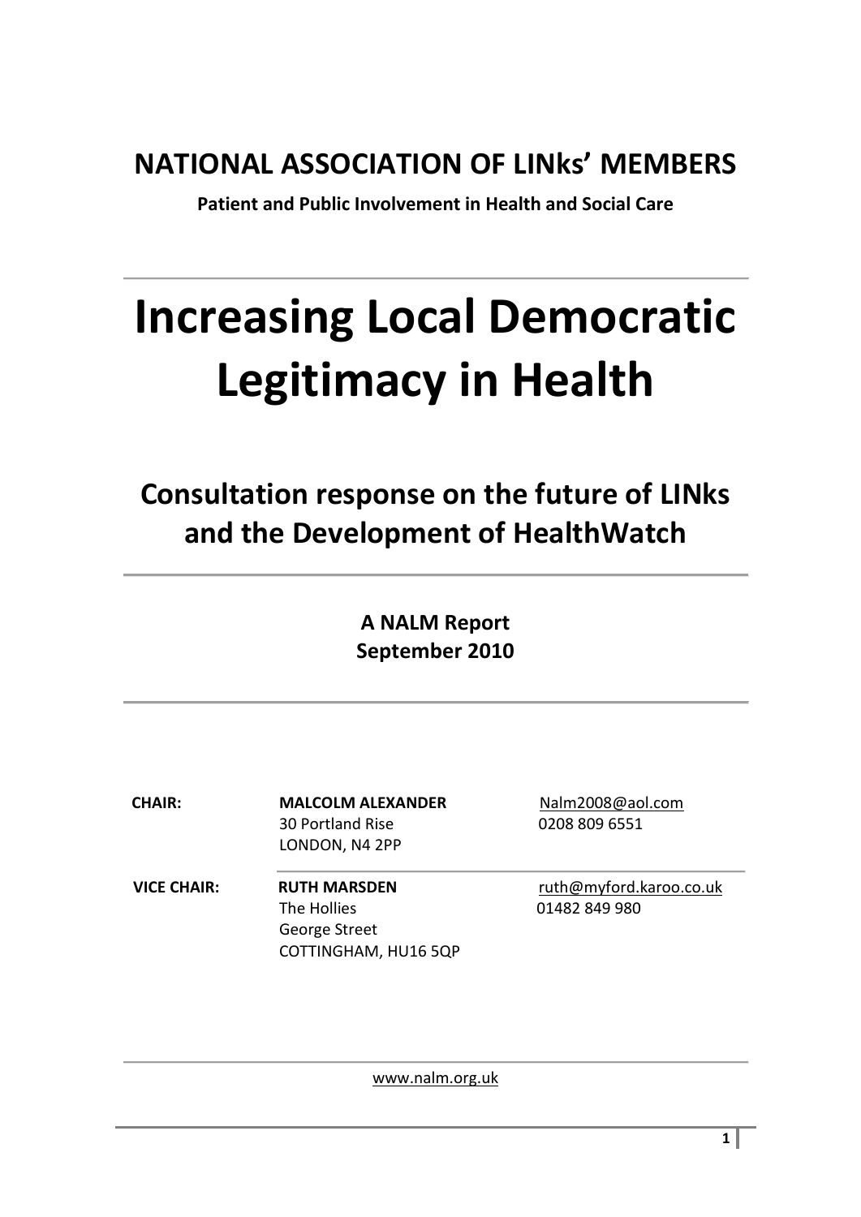# NATIONAL ASSOCIATION OF LINks' MEMBERS

**Patient and Public Involvement in Health and Social Care**

---

# Increasing Local Democratic Legitimacy in Health

## Consultation response on the future of LINks and the Development of HealthWatch

---

**A NALM Report**
**September 2010**

---

| | | |
|---|---|---|
| **CHAIR:** | **MALCOLM ALEXANDER**<br>30 Portland Rise<br>LONDON, N4 2PP | Nalm2008@aol.com<br>0208 809 6551 |
| **VICE CHAIR:** | **RUTH MARSDEN**<br>The Hollies<br>George Street<br>COTTINGHAM, HU16 5QP | ruth@myford.karoo.co.uk<br>01482 849 980 |

---

www.nalm.org.uk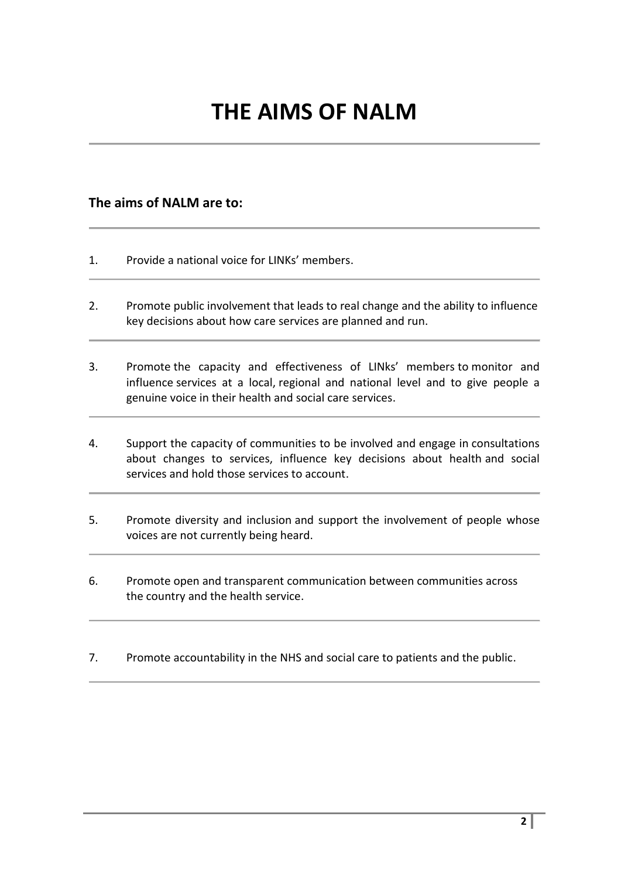# THE AIMS OF NALM

**The aims of NALM are to:**

1. Provide a national voice for LINKs' members.
2. Promote public involvement that leads to real change and the ability to influence key decisions about how care services are planned and run.
3. Promote the capacity and effectiveness of LINKs' members to monitor and influence services at a local, regional and national level and to give people a genuine voice in their health and social care services.
4. Support the capacity of communities to be involved and engage in consultations about changes to services, influence key decisions about health and social services and hold those services to account.
5. Promote diversity and inclusion and support the involvement of people whose voices are not currently being heard.
6. Promote open and transparent communication between communities across the country and the health service.
7. Promote accountability in the NHS and social care to patients and the public.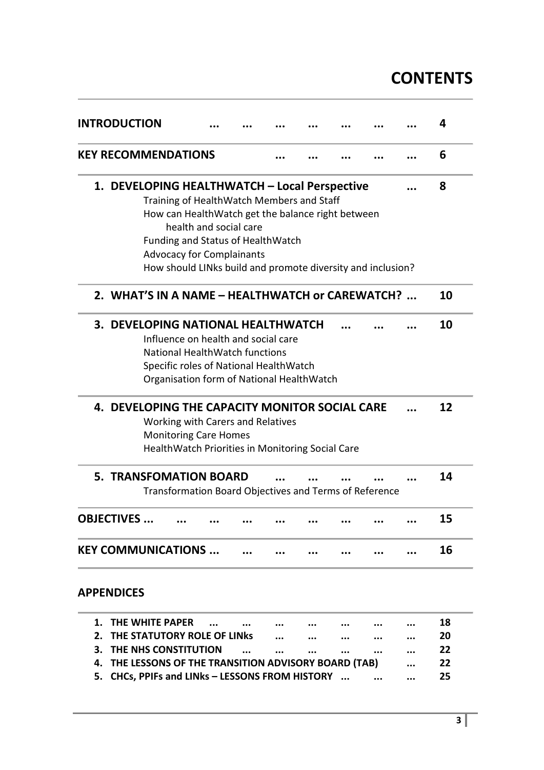# CONTENTS

| | |
|---|---|
| **INTRODUCTION** ... ... ... ... ... ... ... | **4** |
| **KEY RECOMMENDATIONS** ... ... ... ... ... | **6** |
| **1. DEVELOPING HEALTHWATCH – Local Perspective** ...<br>Training of HealthWatch Members and Staff<br>How can HealthWatch get the balance right between health and social care<br>Funding and Status of HealthWatch<br>Advocacy for Complainants<br>How should LINks build and promote diversity and inclusion? | **8** |
| **2. WHAT'S IN A NAME – HEALTHWATCH or CAREWATCH?** ... | **10** |
| **3. DEVELOPING NATIONAL HEALTHWATCH** ... ... ...<br>Influence on health and social care<br>National HealthWatch functions<br>Specific roles of National HealthWatch<br>Organisation form of National HealthWatch | **10** |
| **4. DEVELOPING THE CAPACITY MONITOR SOCIAL CARE** ...<br>Working with Carers and Relatives<br>Monitoring Care Homes<br>HealthWatch Priorities in Monitoring Social Care | **12** |
| **5. TRANSFOMATION BOARD** ... ... ... ... ...<br>Transformation Board Objectives and Terms of Reference | **14** |
| **OBJECTIVES ...** ... ... ... ... ... ... ... ... | **15** |
| **KEY COMMUNICATIONS ...** ... ... ... ... ... ... | **16** |

## APPENDICES

| | |
|---|---|
| **1. THE WHITE PAPER** ... ... ... ... ... ... ... | **18** |
| **2. THE STATUTORY ROLE OF LINks** ... ... ... ... ... | **20** |
| **3. THE NHS CONSTITUTION** ... ... ... ... ... ... | **22** |
| **4. THE LESSONS OF THE TRANSITION ADVISORY BOARD (TAB)** ... | **22** |
| **5. CHCs, PPIFs and LINks – LESSONS FROM HISTORY** ... ... ... | **25** |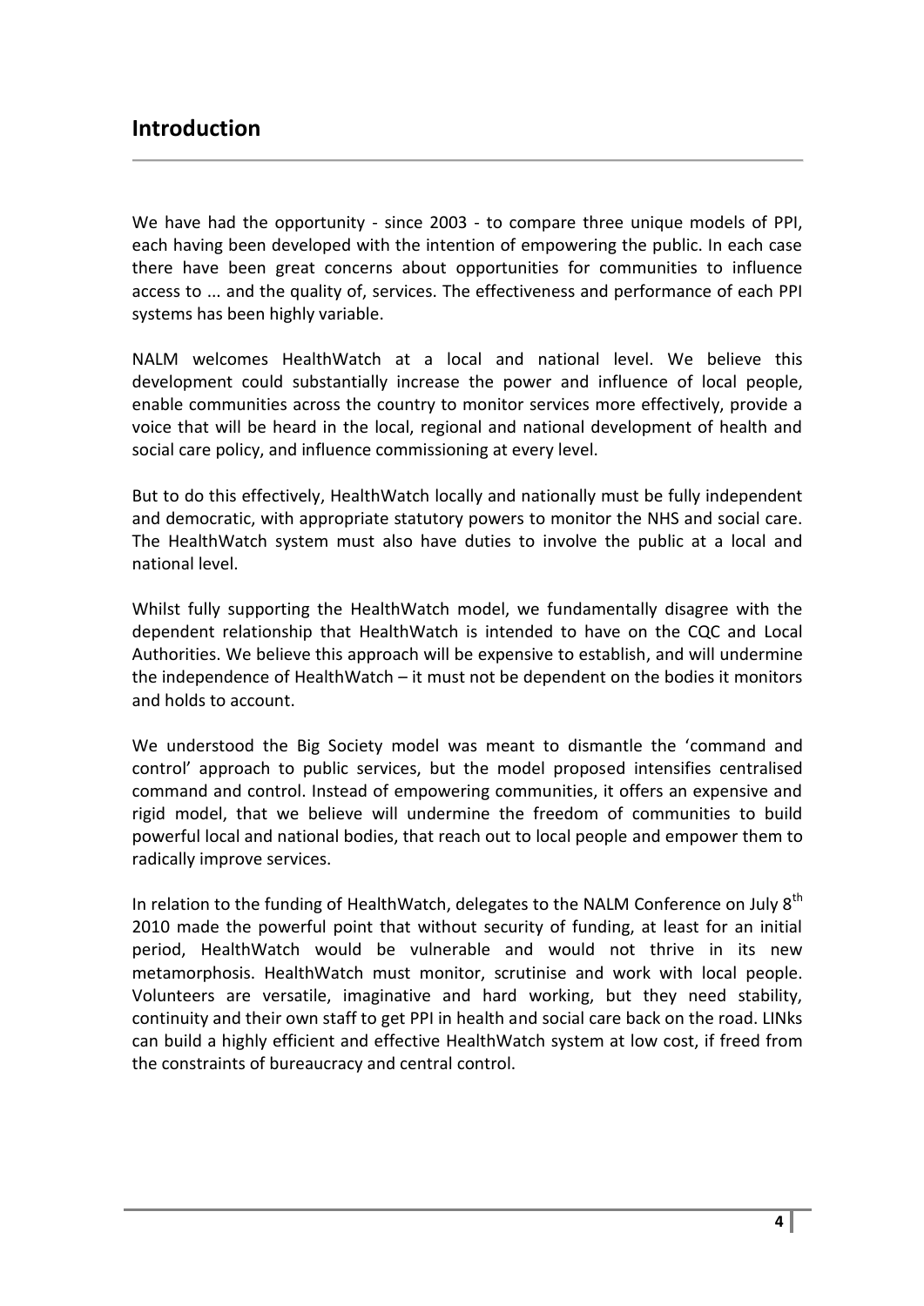## Introduction

We have had the opportunity - since 2003 - to compare three unique models of PPI, each having been developed with the intention of empowering the public. In each case there have been great concerns about opportunities for communities to influence access to ... and the quality of, services. The effectiveness and performance of each PPI systems has been highly variable.

NALM welcomes HealthWatch at a local and national level. We believe this development could substantially increase the power and influence of local people, enable communities across the country to monitor services more effectively, provide a voice that will be heard in the local, regional and national development of health and social care policy, and influence commissioning at every level.

But to do this effectively, HealthWatch locally and nationally must be fully independent and democratic, with appropriate statutory powers to monitor the NHS and social care. The HealthWatch system must also have duties to involve the public at a local and national level.

Whilst fully supporting the HealthWatch model, we fundamentally disagree with the dependent relationship that HealthWatch is intended to have on the CQC and Local Authorities. We believe this approach will be expensive to establish, and will undermine the independence of HealthWatch – it must not be dependent on the bodies it monitors and holds to account.

We understood the Big Society model was meant to dismantle the 'command and control' approach to public services, but the model proposed intensifies centralised command and control. Instead of empowering communities, it offers an expensive and rigid model, that we believe will undermine the freedom of communities to build powerful local and national bodies, that reach out to local people and empower them to radically improve services.

In relation to the funding of HealthWatch, delegates to the NALM Conference on July 8th 2010 made the powerful point that without security of funding, at least for an initial period, HealthWatch would be vulnerable and would not thrive in its new metamorphosis. HealthWatch must monitor, scrutinise and work with local people. Volunteers are versatile, imaginative and hard working, but they need stability, continuity and their own staff to get PPI in health and social care back on the road. LINks can build a highly efficient and effective HealthWatch system at low cost, if freed from the constraints of bureaucracy and central control.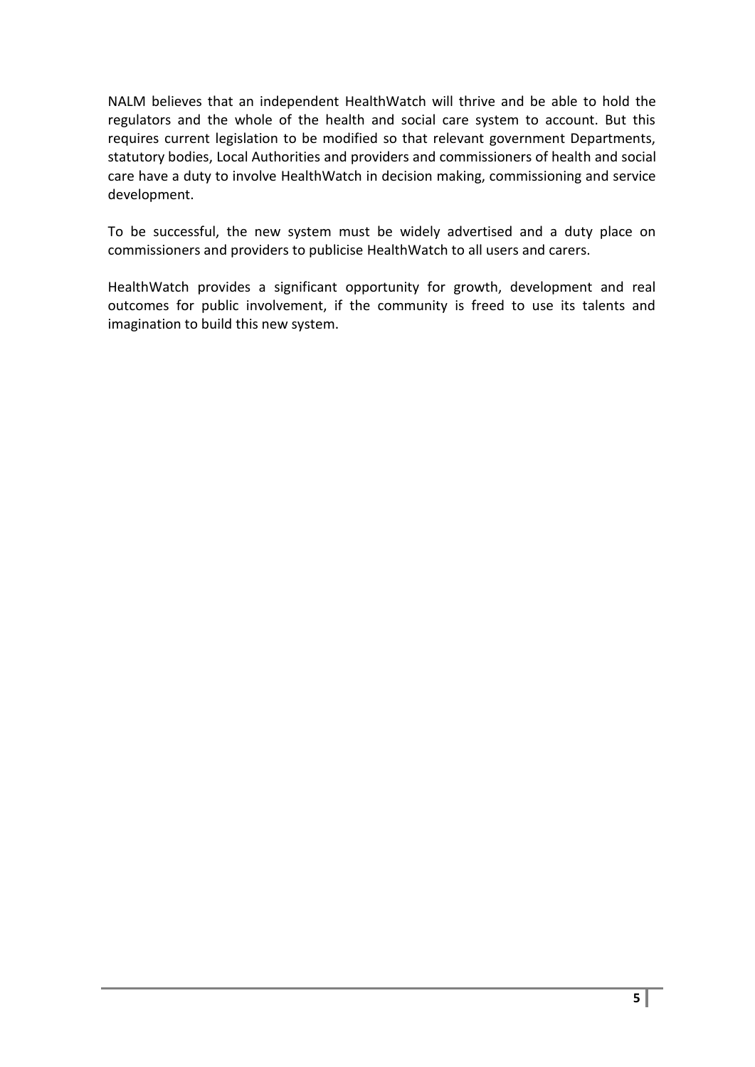NALM believes that an independent HealthWatch will thrive and be able to hold the regulators and the whole of the health and social care system to account. But this requires current legislation to be modified so that relevant government Departments, statutory bodies, Local Authorities and providers and commissioners of health and social care have a duty to involve HealthWatch in decision making, commissioning and service development.

To be successful, the new system must be widely advertised and a duty place on commissioners and providers to publicise HealthWatch to all users and carers.

HealthWatch provides a significant opportunity for growth, development and real outcomes for public involvement, if the community is freed to use its talents and imagination to build this new system.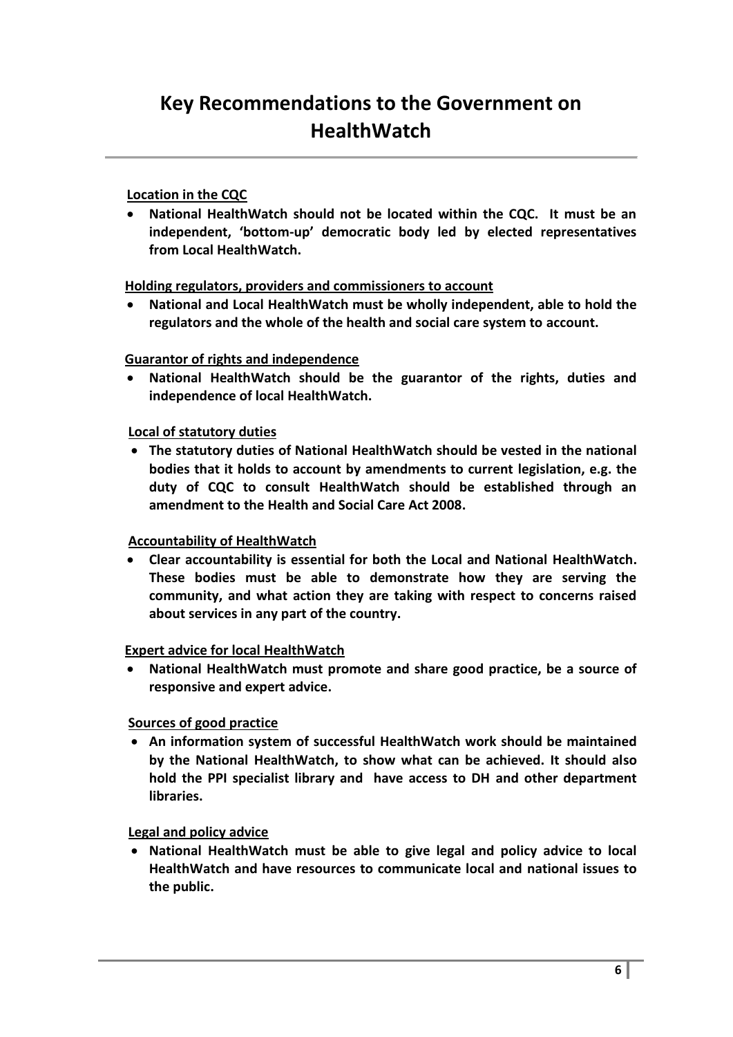# Key Recommendations to the Government on HealthWatch

**Location in the CQC**

- **National HealthWatch should not be located within the CQC. It must be an independent, 'bottom-up' democratic body led by elected representatives from Local HealthWatch.**

**Holding regulators, providers and commissioners to account**

- **National and Local HealthWatch must be wholly independent, able to hold the regulators and the whole of the health and social care system to account.**

**Guarantor of rights and independence**

- **National HealthWatch should be the guarantor of the rights, duties and independence of local HealthWatch.**

**Local of statutory duties**

- **The statutory duties of National HealthWatch should be vested in the national bodies that it holds to account by amendments to current legislation, e.g. the duty of CQC to consult HealthWatch should be established through an amendment to the Health and Social Care Act 2008.**

**Accountability of HealthWatch**

- **Clear accountability is essential for both the Local and National HealthWatch. These bodies must be able to demonstrate how they are serving the community, and what action they are taking with respect to concerns raised about services in any part of the country.**

**Expert advice for local HealthWatch**

- **National HealthWatch must promote and share good practice, be a source of responsive and expert advice.**

**Sources of good practice**

- **An information system of successful HealthWatch work should be maintained by the National HealthWatch, to show what can be achieved. It should also hold the PPI specialist library and have access to DH and other department libraries.**

**Legal and policy advice**

- **National HealthWatch must be able to give legal and policy advice to local HealthWatch and have resources to communicate local and national issues to the public.**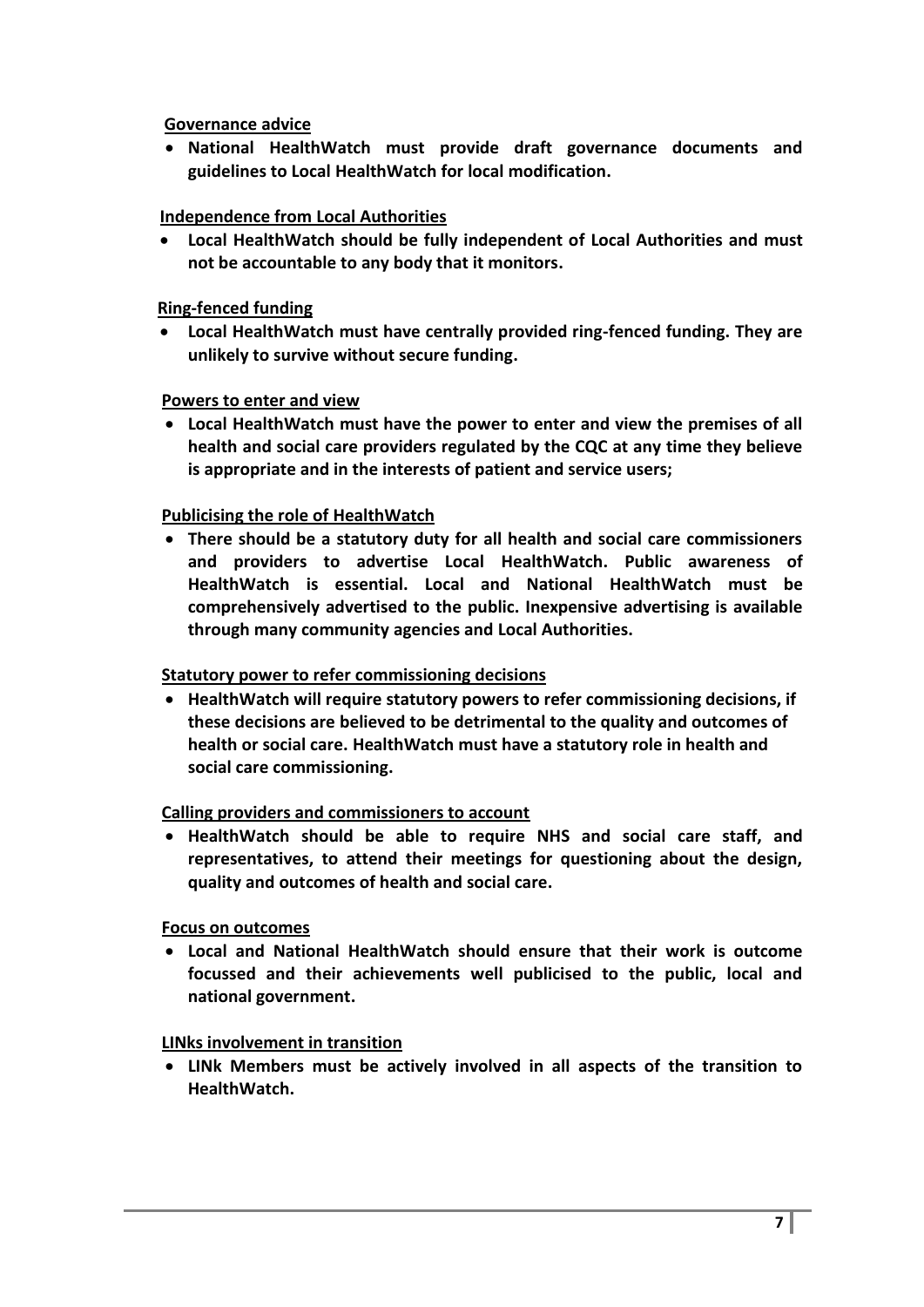**Governance advice**

- **National HealthWatch must provide draft governance documents and guidelines to Local HealthWatch for local modification.**

**Independence from Local Authorities**

- **Local HealthWatch should be fully independent of Local Authorities and must not be accountable to any body that it monitors.**

**Ring-fenced funding**

- **Local HealthWatch must have centrally provided ring-fenced funding. They are unlikely to survive without secure funding.**

**Powers to enter and view**

- **Local HealthWatch must have the power to enter and view the premises of all health and social care providers regulated by the CQC at any time they believe is appropriate and in the interests of patient and service users;**

**Publicising the role of HealthWatch**

- **There should be a statutory duty for all health and social care commissioners and providers to advertise Local HealthWatch. Public awareness of HealthWatch is essential. Local and National HealthWatch must be comprehensively advertised to the public. Inexpensive advertising is available through many community agencies and Local Authorities.**

**Statutory power to refer commissioning decisions**

- **HealthWatch will require statutory powers to refer commissioning decisions, if these decisions are believed to be detrimental to the quality and outcomes of health or social care. HealthWatch must have a statutory role in health and social care commissioning.**

**Calling providers and commissioners to account**

- **HealthWatch should be able to require NHS and social care staff, and representatives, to attend their meetings for questioning about the design, quality and outcomes of health and social care.**

**Focus on outcomes**

- **Local and National HealthWatch should ensure that their work is outcome focussed and their achievements well publicised to the public, local and national government.**

**LINks involvement in transition**

- **LINk Members must be actively involved in all aspects of the transition to HealthWatch.**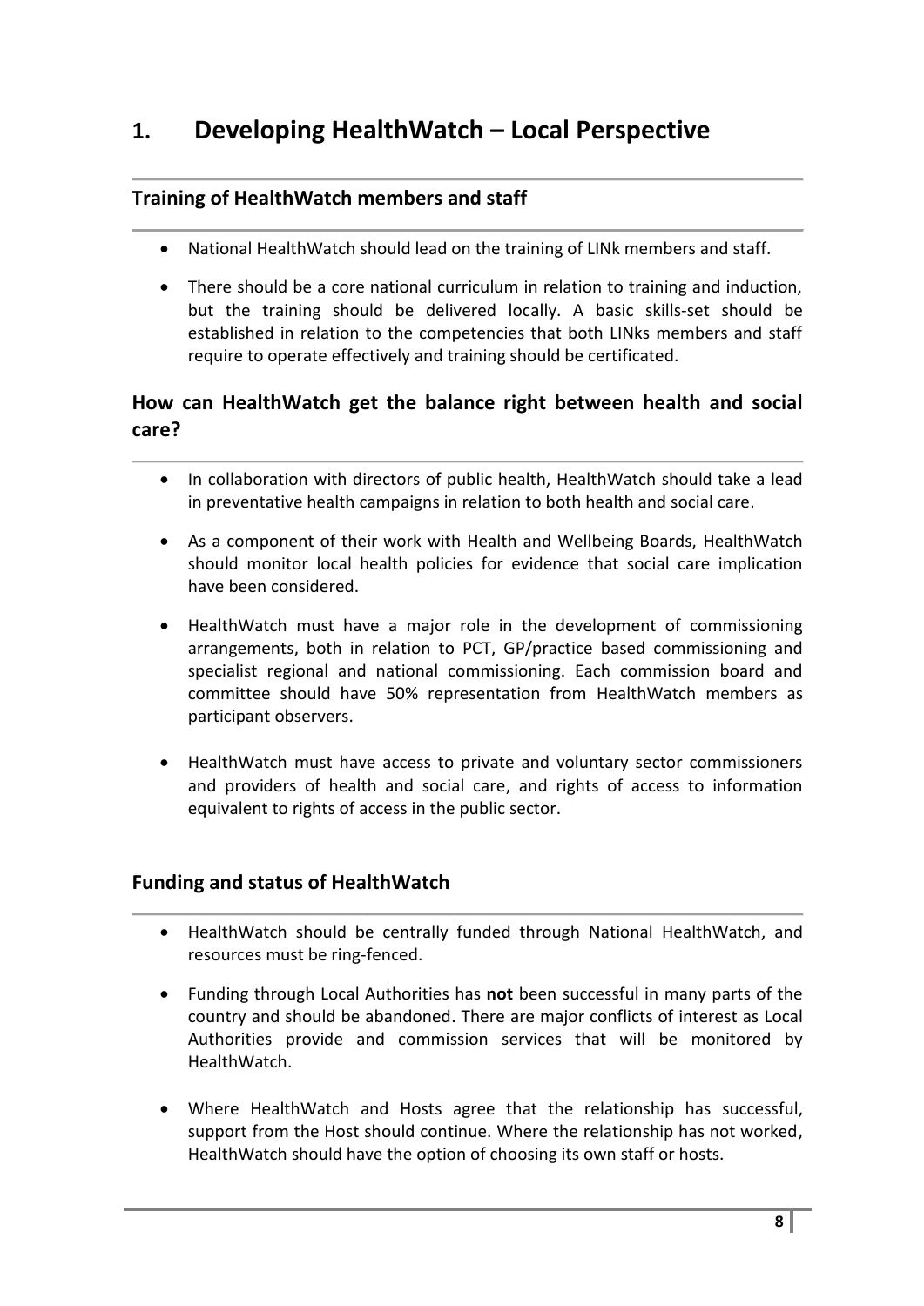# 1. Developing HealthWatch – Local Perspective

## Training of HealthWatch members and staff

- National HealthWatch should lead on the training of LINk members and staff.
- There should be a core national curriculum in relation to training and induction, but the training should be delivered locally. A basic skills-set should be established in relation to the competencies that both LINks members and staff require to operate effectively and training should be certificated.

## How can HealthWatch get the balance right between health and social care?

- In collaboration with directors of public health, HealthWatch should take a lead in preventative health campaigns in relation to both health and social care.
- As a component of their work with Health and Wellbeing Boards, HealthWatch should monitor local health policies for evidence that social care implication have been considered.
- HealthWatch must have a major role in the development of commissioning arrangements, both in relation to PCT, GP/practice based commissioning and specialist regional and national commissioning. Each commission board and committee should have 50% representation from HealthWatch members as participant observers.
- HealthWatch must have access to private and voluntary sector commissioners and providers of health and social care, and rights of access to information equivalent to rights of access in the public sector.

## Funding and status of HealthWatch

- HealthWatch should be centrally funded through National HealthWatch, and resources must be ring-fenced.
- Funding through Local Authorities has **not** been successful in many parts of the country and should be abandoned. There are major conflicts of interest as Local Authorities provide and commission services that will be monitored by HealthWatch.
- Where HealthWatch and Hosts agree that the relationship has successful, support from the Host should continue. Where the relationship has not worked, HealthWatch should have the option of choosing its own staff or hosts.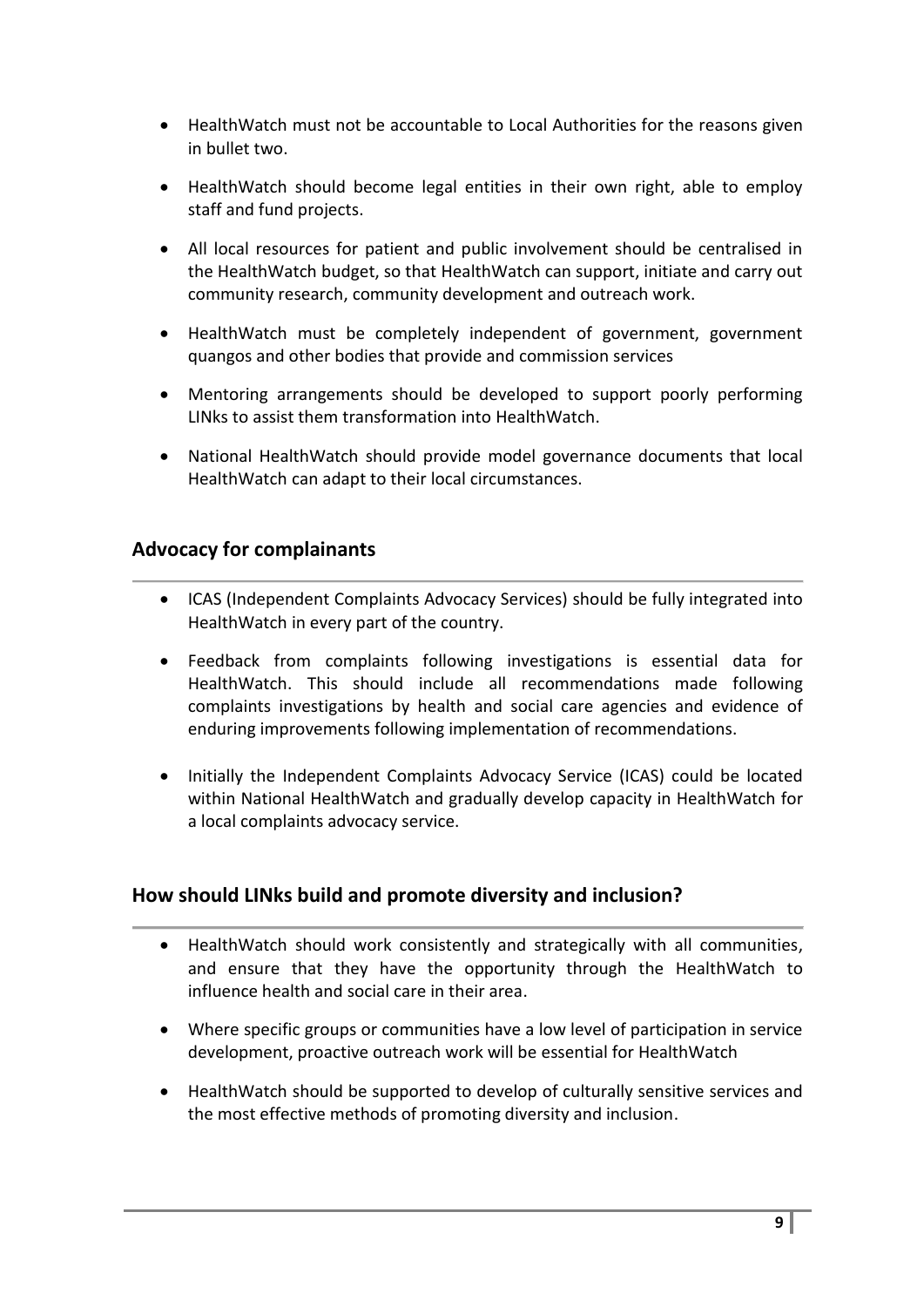- HealthWatch must not be accountable to Local Authorities for the reasons given in bullet two.
- HealthWatch should become legal entities in their own right, able to employ staff and fund projects.
- All local resources for patient and public involvement should be centralised in the HealthWatch budget, so that HealthWatch can support, initiate and carry out community research, community development and outreach work.
- HealthWatch must be completely independent of government, government quangos and other bodies that provide and commission services
- Mentoring arrangements should be developed to support poorly performing LINks to assist them transformation into HealthWatch.
- National HealthWatch should provide model governance documents that local HealthWatch can adapt to their local circumstances.

## Advocacy for complainants

- ICAS (Independent Complaints Advocacy Services) should be fully integrated into HealthWatch in every part of the country.
- Feedback from complaints following investigations is essential data for HealthWatch. This should include all recommendations made following complaints investigations by health and social care agencies and evidence of enduring improvements following implementation of recommendations.
- Initially the Independent Complaints Advocacy Service (ICAS) could be located within National HealthWatch and gradually develop capacity in HealthWatch for a local complaints advocacy service.

## How should LINks build and promote diversity and inclusion?

- HealthWatch should work consistently and strategically with all communities, and ensure that they have the opportunity through the HealthWatch to influence health and social care in their area.
- Where specific groups or communities have a low level of participation in service development, proactive outreach work will be essential for HealthWatch
- HealthWatch should be supported to develop of culturally sensitive services and the most effective methods of promoting diversity and inclusion.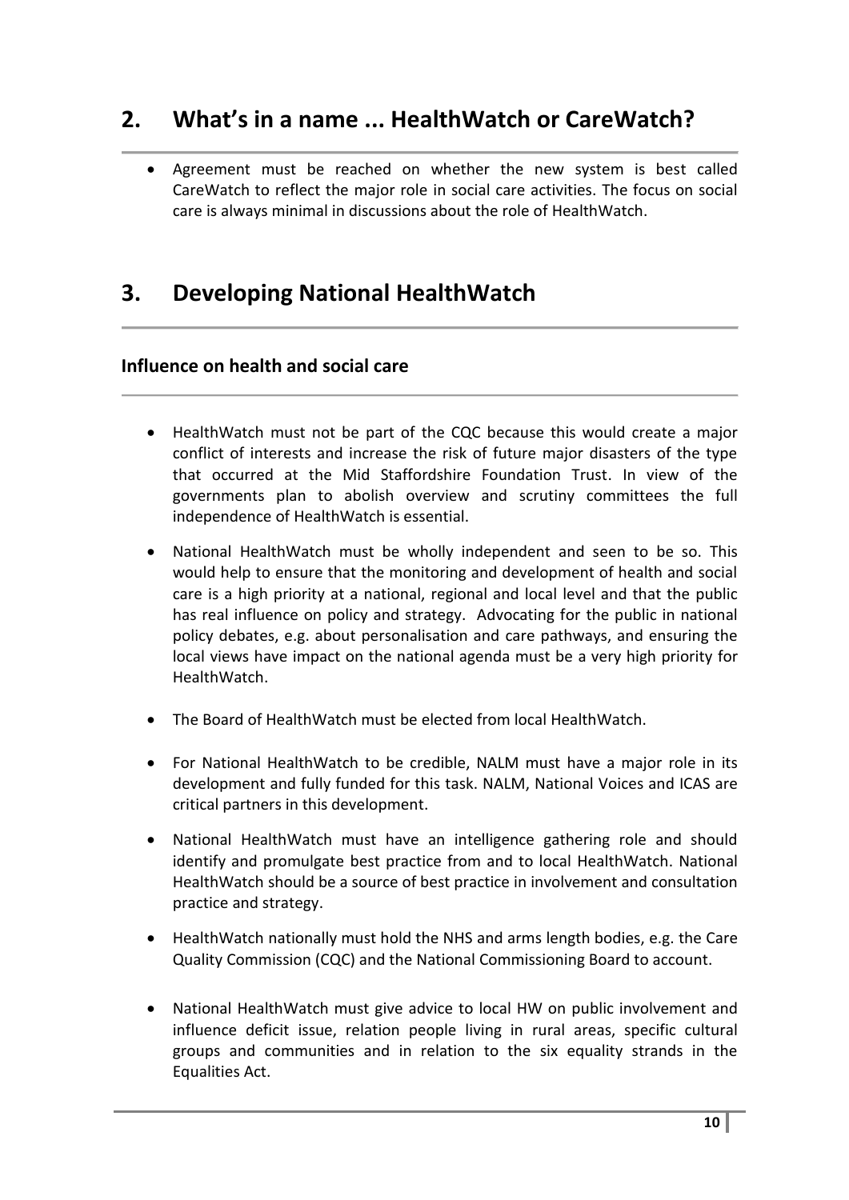## 2. What's in a name ... HealthWatch or CareWatch?

- Agreement must be reached on whether the new system is best called CareWatch to reflect the major role in social care activities. The focus on social care is always minimal in discussions about the role of HealthWatch.

## 3. Developing National HealthWatch

### Influence on health and social care

- HealthWatch must not be part of the CQC because this would create a major conflict of interests and increase the risk of future major disasters of the type that occurred at the Mid Staffordshire Foundation Trust. In view of the governments plan to abolish overview and scrutiny committees the full independence of HealthWatch is essential.
- National HealthWatch must be wholly independent and seen to be so. This would help to ensure that the monitoring and development of health and social care is a high priority at a national, regional and local level and that the public has real influence on policy and strategy. Advocating for the public in national policy debates, e.g. about personalisation and care pathways, and ensuring the local views have impact on the national agenda must be a very high priority for HealthWatch.
- The Board of HealthWatch must be elected from local HealthWatch.
- For National HealthWatch to be credible, NALM must have a major role in its development and fully funded for this task. NALM, National Voices and ICAS are critical partners in this development.
- National HealthWatch must have an intelligence gathering role and should identify and promulgate best practice from and to local HealthWatch. National HealthWatch should be a source of best practice in involvement and consultation practice and strategy.
- HealthWatch nationally must hold the NHS and arms length bodies, e.g. the Care Quality Commission (CQC) and the National Commissioning Board to account.
- National HealthWatch must give advice to local HW on public involvement and influence deficit issue, relation people living in rural areas, specific cultural groups and communities and in relation to the six equality strands in the Equalities Act.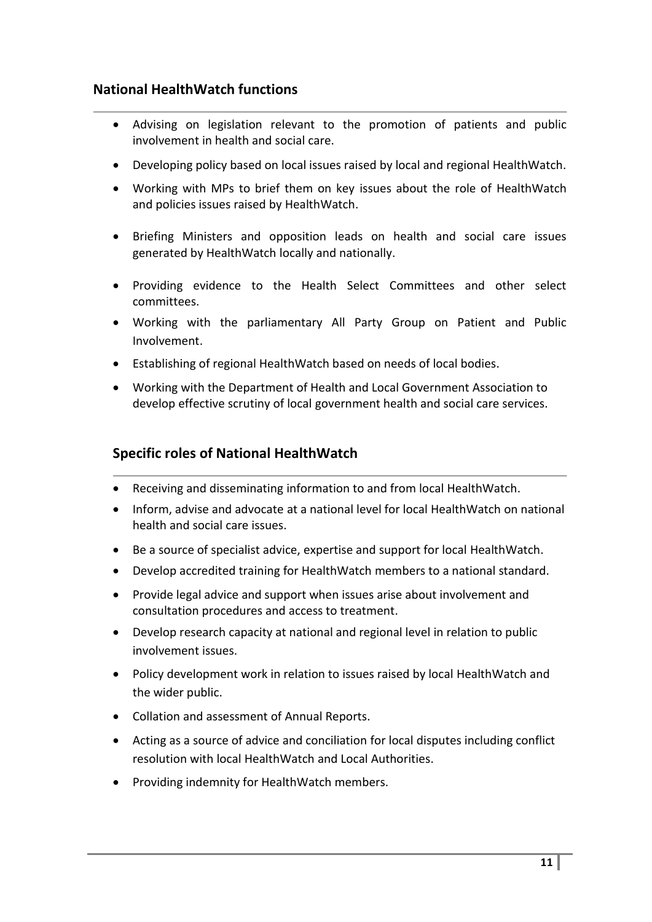## National HealthWatch functions

- Advising on legislation relevant to the promotion of patients and public involvement in health and social care.
- Developing policy based on local issues raised by local and regional HealthWatch.
- Working with MPs to brief them on key issues about the role of HealthWatch and policies issues raised by HealthWatch.
- Briefing Ministers and opposition leads on health and social care issues generated by HealthWatch locally and nationally.
- Providing evidence to the Health Select Committees and other select committees.
- Working with the parliamentary All Party Group on Patient and Public Involvement.
- Establishing of regional HealthWatch based on needs of local bodies.
- Working with the Department of Health and Local Government Association to develop effective scrutiny of local government health and social care services.

## Specific roles of National HealthWatch

- Receiving and disseminating information to and from local HealthWatch.
- Inform, advise and advocate at a national level for local HealthWatch on national health and social care issues.
- Be a source of specialist advice, expertise and support for local HealthWatch.
- Develop accredited training for HealthWatch members to a national standard.
- Provide legal advice and support when issues arise about involvement and consultation procedures and access to treatment.
- Develop research capacity at national and regional level in relation to public involvement issues.
- Policy development work in relation to issues raised by local HealthWatch and the wider public.
- Collation and assessment of Annual Reports.
- Acting as a source of advice and conciliation for local disputes including conflict resolution with local HealthWatch and Local Authorities.
- Providing indemnity for HealthWatch members.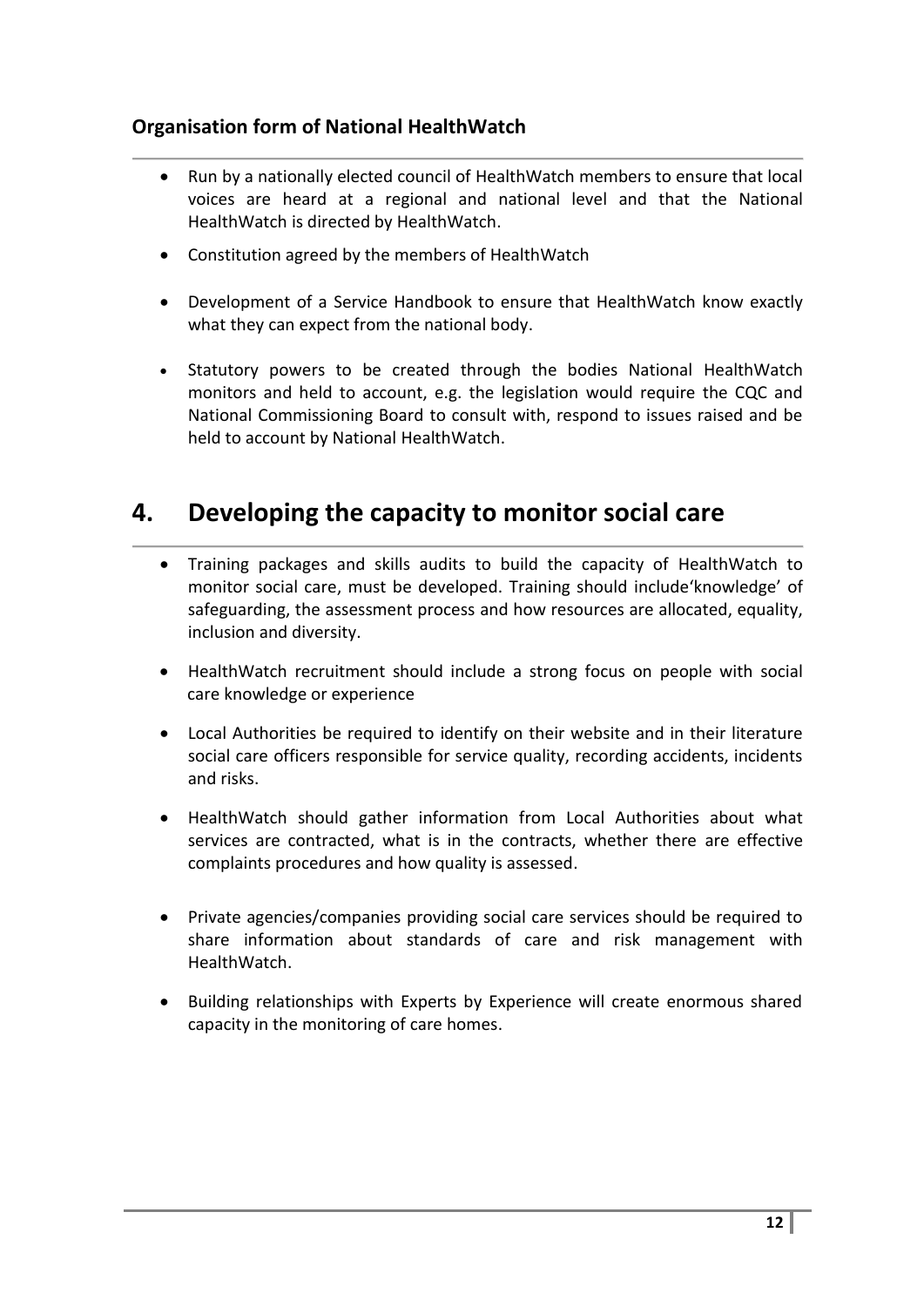### Organisation form of National HealthWatch

- Run by a nationally elected council of HealthWatch members to ensure that local voices are heard at a regional and national level and that the National HealthWatch is directed by HealthWatch.
- Constitution agreed by the members of HealthWatch
- Development of a Service Handbook to ensure that HealthWatch know exactly what they can expect from the national body.
- Statutory powers to be created through the bodies National HealthWatch monitors and held to account, e.g. the legislation would require the CQC and National Commissioning Board to consult with, respond to issues raised and be held to account by National HealthWatch.

## 4. Developing the capacity to monitor social care

- Training packages and skills audits to build the capacity of HealthWatch to monitor social care, must be developed. Training should include'knowledge' of safeguarding, the assessment process and how resources are allocated, equality, inclusion and diversity.
- HealthWatch recruitment should include a strong focus on people with social care knowledge or experience
- Local Authorities be required to identify on their website and in their literature social care officers responsible for service quality, recording accidents, incidents and risks.
- HealthWatch should gather information from Local Authorities about what services are contracted, what is in the contracts, whether there are effective complaints procedures and how quality is assessed.
- Private agencies/companies providing social care services should be required to share information about standards of care and risk management with HealthWatch.
- Building relationships with Experts by Experience will create enormous shared capacity in the monitoring of care homes.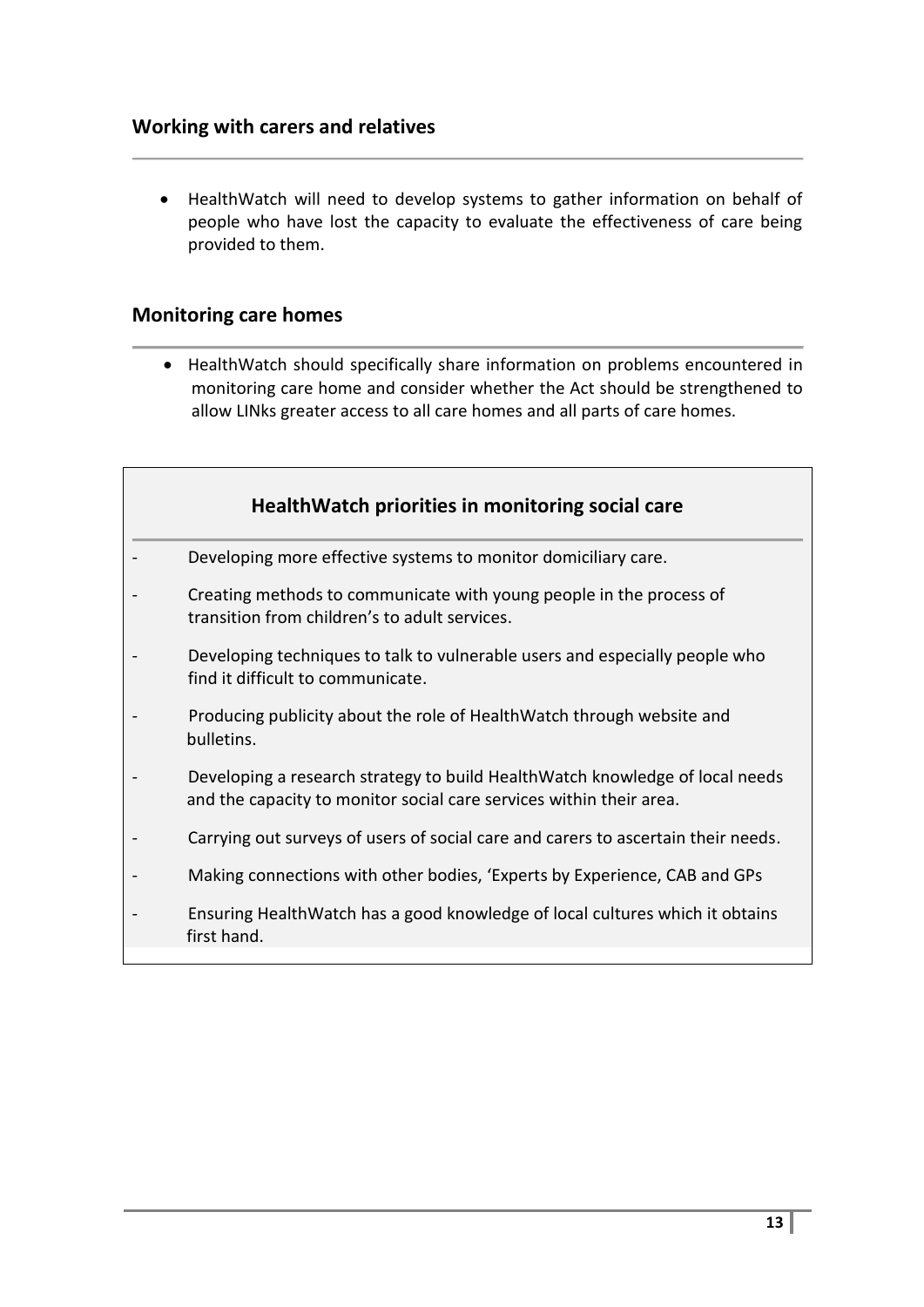## Working with carers and relatives

- HealthWatch will need to develop systems to gather information on behalf of people who have lost the capacity to evaluate the effectiveness of care being provided to them.

## Monitoring care homes

- HealthWatch should specifically share information on problems encountered in monitoring care home and consider whether the Act should be strengthened to allow LINks greater access to all care homes and all parts of care homes.

### HealthWatch priorities in monitoring social care

- Developing more effective systems to monitor domiciliary care.
- Creating methods to communicate with young people in the process of transition from children's to adult services.
- Developing techniques to talk to vulnerable users and especially people who find it difficult to communicate.
- Producing publicity about the role of HealthWatch through website and bulletins.
- Developing a research strategy to build HealthWatch knowledge of local needs and the capacity to monitor social care services within their area.
- Carrying out surveys of users of social care and carers to ascertain their needs.
- Making connections with other bodies, 'Experts by Experience, CAB and GPs
- Ensuring HealthWatch has a good knowledge of local cultures which it obtains first hand.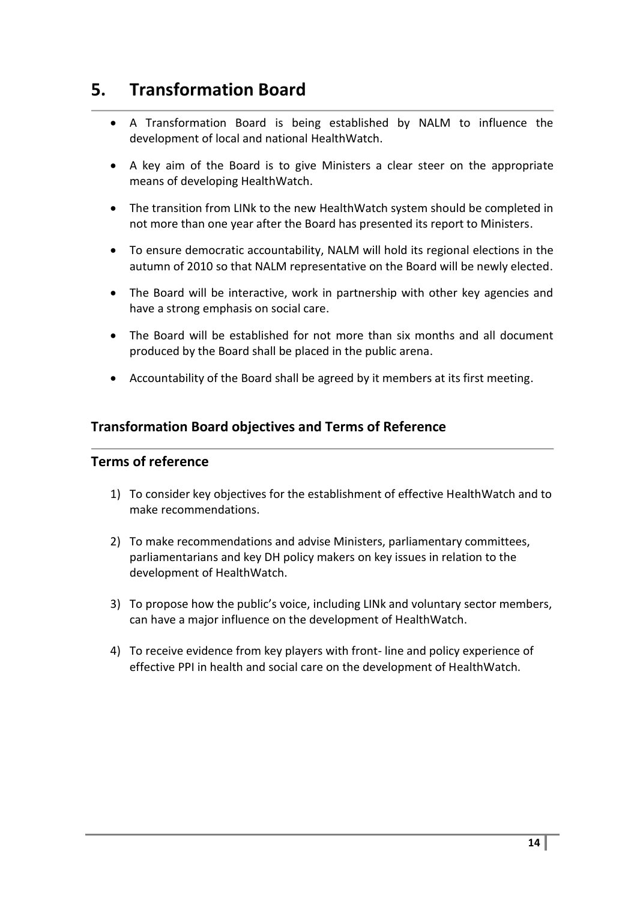# 5. Transformation Board

- A Transformation Board is being established by NALM to influence the development of local and national HealthWatch.
- A key aim of the Board is to give Ministers a clear steer on the appropriate means of developing HealthWatch.
- The transition from LINk to the new HealthWatch system should be completed in not more than one year after the Board has presented its report to Ministers.
- To ensure democratic accountability, NALM will hold its regional elections in the autumn of 2010 so that NALM representative on the Board will be newly elected.
- The Board will be interactive, work in partnership with other key agencies and have a strong emphasis on social care.
- The Board will be established for not more than six months and all document produced by the Board shall be placed in the public arena.
- Accountability of the Board shall be agreed by it members at its first meeting.

## Transformation Board objectives and Terms of Reference

## Terms of reference

1) To consider key objectives for the establishment of effective HealthWatch and to make recommendations.
2) To make recommendations and advise Ministers, parliamentary committees, parliamentarians and key DH policy makers on key issues in relation to the development of HealthWatch.
3) To propose how the public's voice, including LINk and voluntary sector members, can have a major influence on the development of HealthWatch.
4) To receive evidence from key players with front- line and policy experience of effective PPI in health and social care on the development of HealthWatch.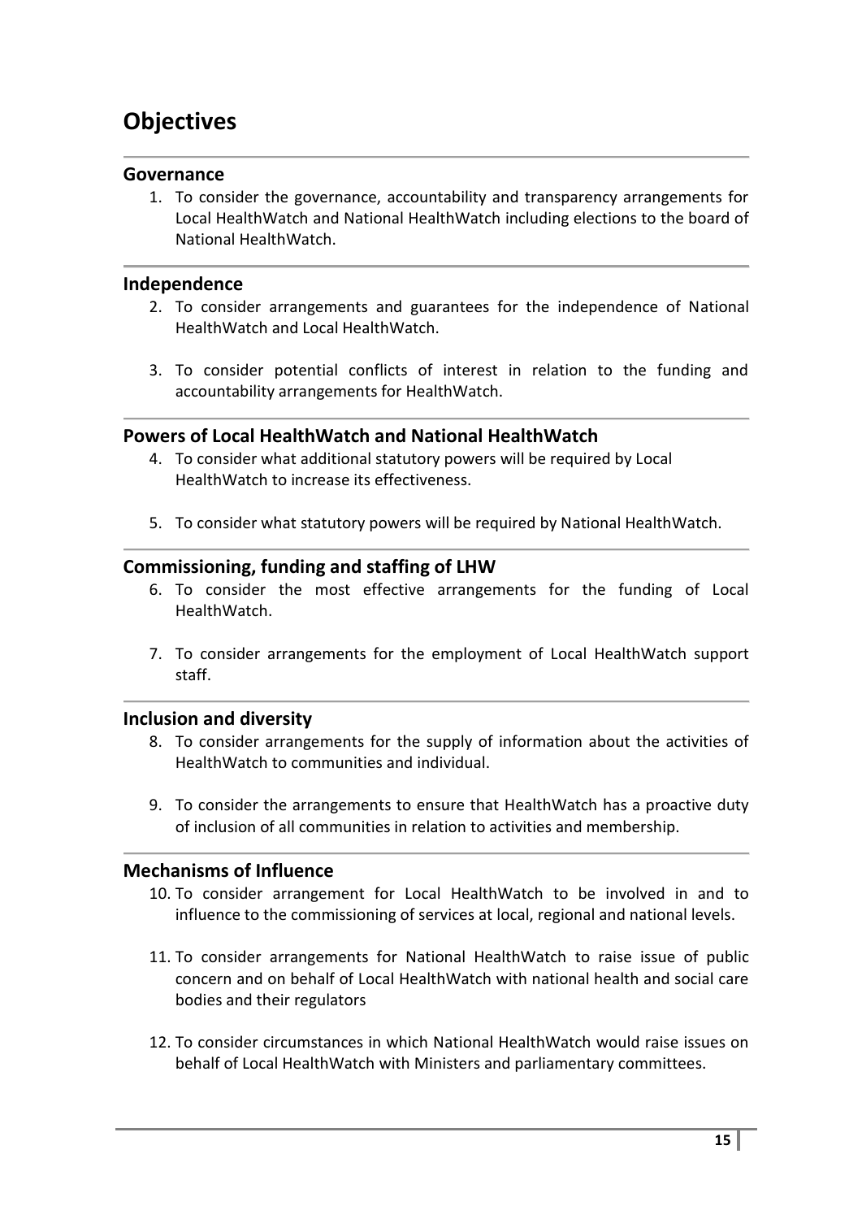# Objectives

### Governance

1. To consider the governance, accountability and transparency arrangements for Local HealthWatch and National HealthWatch including elections to the board of National HealthWatch.

### Independence

2. To consider arrangements and guarantees for the independence of National HealthWatch and Local HealthWatch.

3. To consider potential conflicts of interest in relation to the funding and accountability arrangements for HealthWatch.

### Powers of Local HealthWatch and National HealthWatch

4. To consider what additional statutory powers will be required by Local HealthWatch to increase its effectiveness.

5. To consider what statutory powers will be required by National HealthWatch.

### Commissioning, funding and staffing of LHW

6. To consider the most effective arrangements for the funding of Local HealthWatch.

7. To consider arrangements for the employment of Local HealthWatch support staff.

### Inclusion and diversity

8. To consider arrangements for the supply of information about the activities of HealthWatch to communities and individual.

9. To consider the arrangements to ensure that HealthWatch has a proactive duty of inclusion of all communities in relation to activities and membership.

### Mechanisms of Influence

10. To consider arrangement for Local HealthWatch to be involved in and to influence to the commissioning of services at local, regional and national levels.

11. To consider arrangements for National HealthWatch to raise issue of public concern and on behalf of Local HealthWatch with national health and social care bodies and their regulators

12. To consider circumstances in which National HealthWatch would raise issues on behalf of Local HealthWatch with Ministers and parliamentary committees.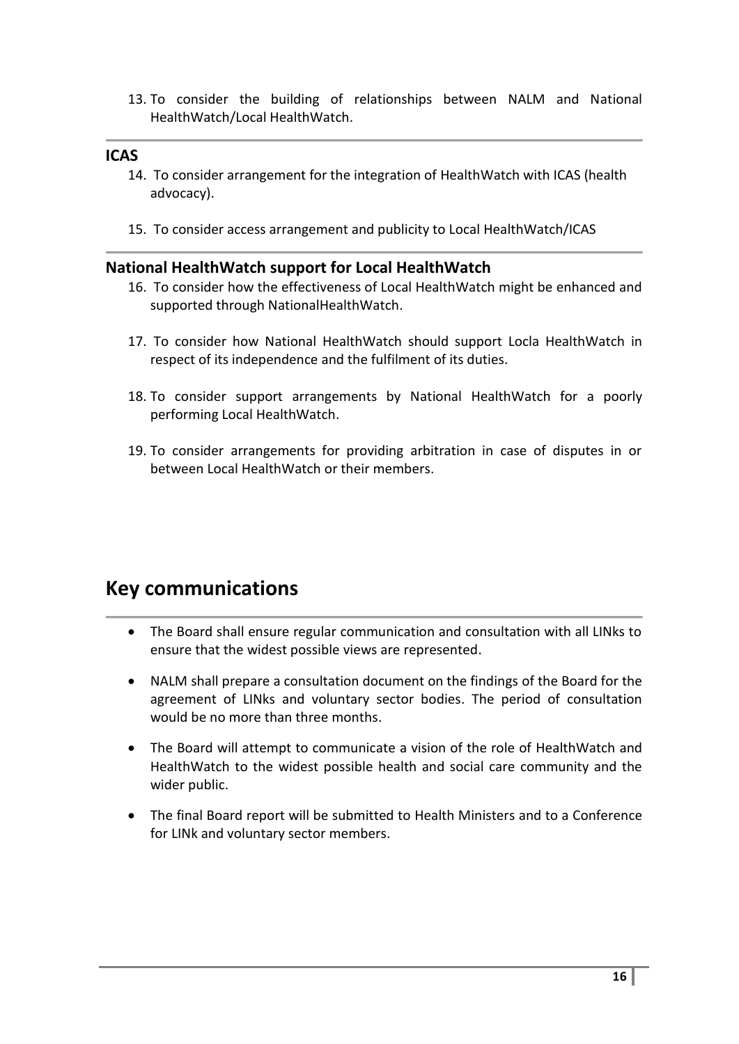13. To consider the building of relationships between NALM and National HealthWatch/Local HealthWatch.

### ICAS

14. To consider arrangement for the integration of HealthWatch with ICAS (health advocacy).

15. To consider access arrangement and publicity to Local HealthWatch/ICAS

### National HealthWatch support for Local HealthWatch

16. To consider how the effectiveness of Local HealthWatch might be enhanced and supported through NationalHealthWatch.

17. To consider how National HealthWatch should support Locla HealthWatch in respect of its independence and the fulfilment of its duties.

18. To consider support arrangements by National HealthWatch for a poorly performing Local HealthWatch.

19. To consider arrangements for providing arbitration in case of disputes in or between Local HealthWatch or their members.

## Key communications

- The Board shall ensure regular communication and consultation with all LINks to ensure that the widest possible views are represented.

- NALM shall prepare a consultation document on the findings of the Board for the agreement of LINks and voluntary sector bodies. The period of consultation would be no more than three months.

- The Board will attempt to communicate a vision of the role of HealthWatch and HealthWatch to the widest possible health and social care community and the wider public.

- The final Board report will be submitted to Health Ministers and to a Conference for LINk and voluntary sector members.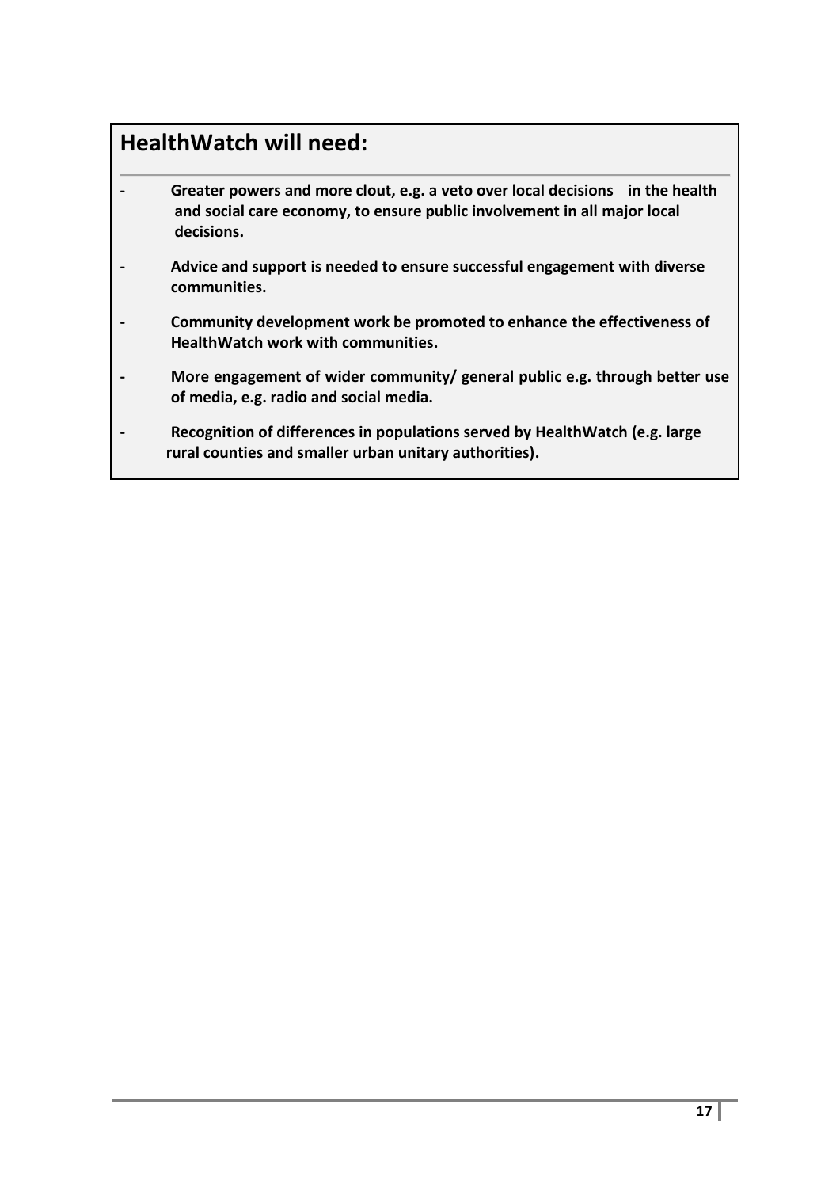## HealthWatch will need:

- **Greater powers and more clout, e.g. a veto over local decisions in the health and social care economy, to ensure public involvement in all major local decisions.**
- **Advice and support is needed to ensure successful engagement with diverse communities.**
- **Community development work be promoted to enhance the effectiveness of HealthWatch work with communities.**
- **More engagement of wider community/ general public e.g. through better use of media, e.g. radio and social media.**
- **Recognition of differences in populations served by HealthWatch (e.g. large rural counties and smaller urban unitary authorities).**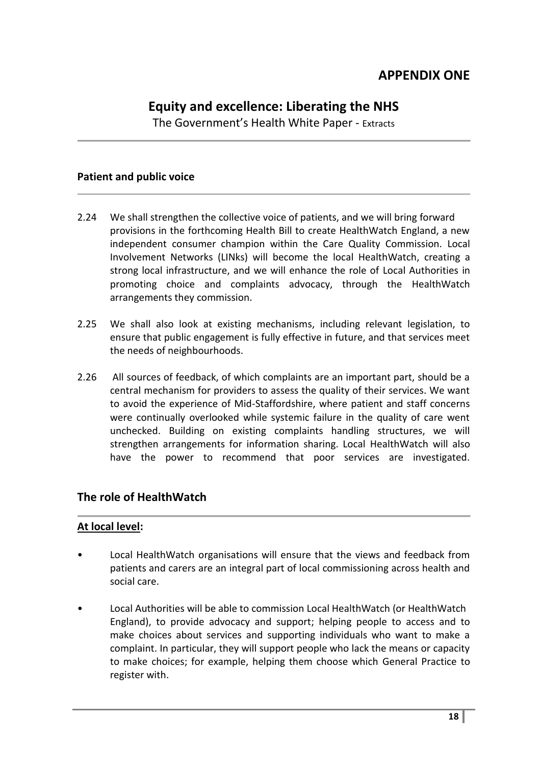# APPENDIX ONE

## Equity and excellence: Liberating the NHS

The Government's Health White Paper - Extracts

### Patient and public voice

2.24 We shall strengthen the collective voice of patients, and we will bring forward provisions in the forthcoming Health Bill to create HealthWatch England, a new independent consumer champion within the Care Quality Commission. Local Involvement Networks (LINks) will become the local HealthWatch, creating a strong local infrastructure, and we will enhance the role of Local Authorities in promoting choice and complaints advocacy, through the HealthWatch arrangements they commission.

2.25 We shall also look at existing mechanisms, including relevant legislation, to ensure that public engagement is fully effective in future, and that services meet the needs of neighbourhoods.

2.26 All sources of feedback, of which complaints are an important part, should be a central mechanism for providers to assess the quality of their services. We want to avoid the experience of Mid-Staffordshire, where patient and staff concerns were continually overlooked while systemic failure in the quality of care went unchecked. Building on existing complaints handling structures, we will strengthen arrangements for information sharing. Local HealthWatch will also have the power to recommend that poor services are investigated.

## The role of HealthWatch

### At local level:

- Local HealthWatch organisations will ensure that the views and feedback from patients and carers are an integral part of local commissioning across health and social care.
- Local Authorities will be able to commission Local HealthWatch (or HealthWatch England), to provide advocacy and support; helping people to access and to make choices about services and supporting individuals who want to make a complaint. In particular, they will support people who lack the means or capacity to make choices; for example, helping them choose which General Practice to register with.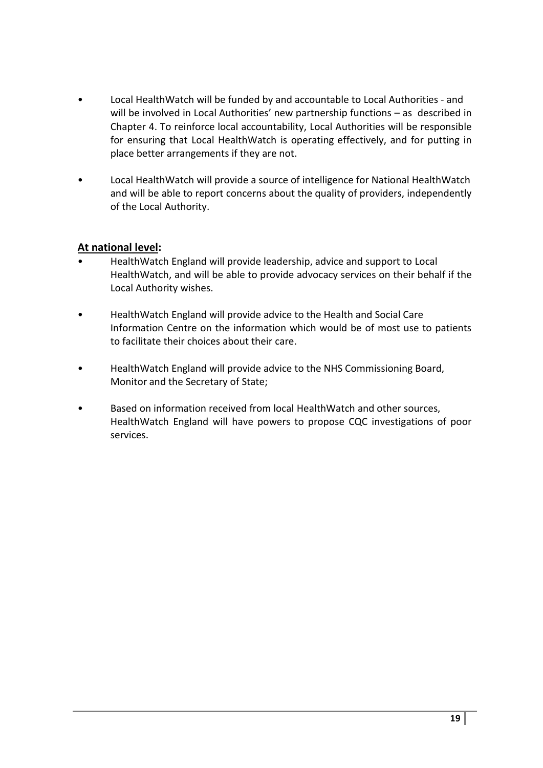- Local HealthWatch will be funded by and accountable to Local Authorities - and will be involved in Local Authorities' new partnership functions – as described in Chapter 4. To reinforce local accountability, Local Authorities will be responsible for ensuring that Local HealthWatch is operating effectively, and for putting in place better arrangements if they are not.

- Local HealthWatch will provide a source of intelligence for National HealthWatch and will be able to report concerns about the quality of providers, independently of the Local Authority.

**At national level:**

- HealthWatch England will provide leadership, advice and support to Local HealthWatch, and will be able to provide advocacy services on their behalf if the Local Authority wishes.

- HealthWatch England will provide advice to the Health and Social Care Information Centre on the information which would be of most use to patients to facilitate their choices about their care.

- HealthWatch England will provide advice to the NHS Commissioning Board, Monitor and the Secretary of State;

- Based on information received from local HealthWatch and other sources, HealthWatch England will have powers to propose CQC investigations of poor services.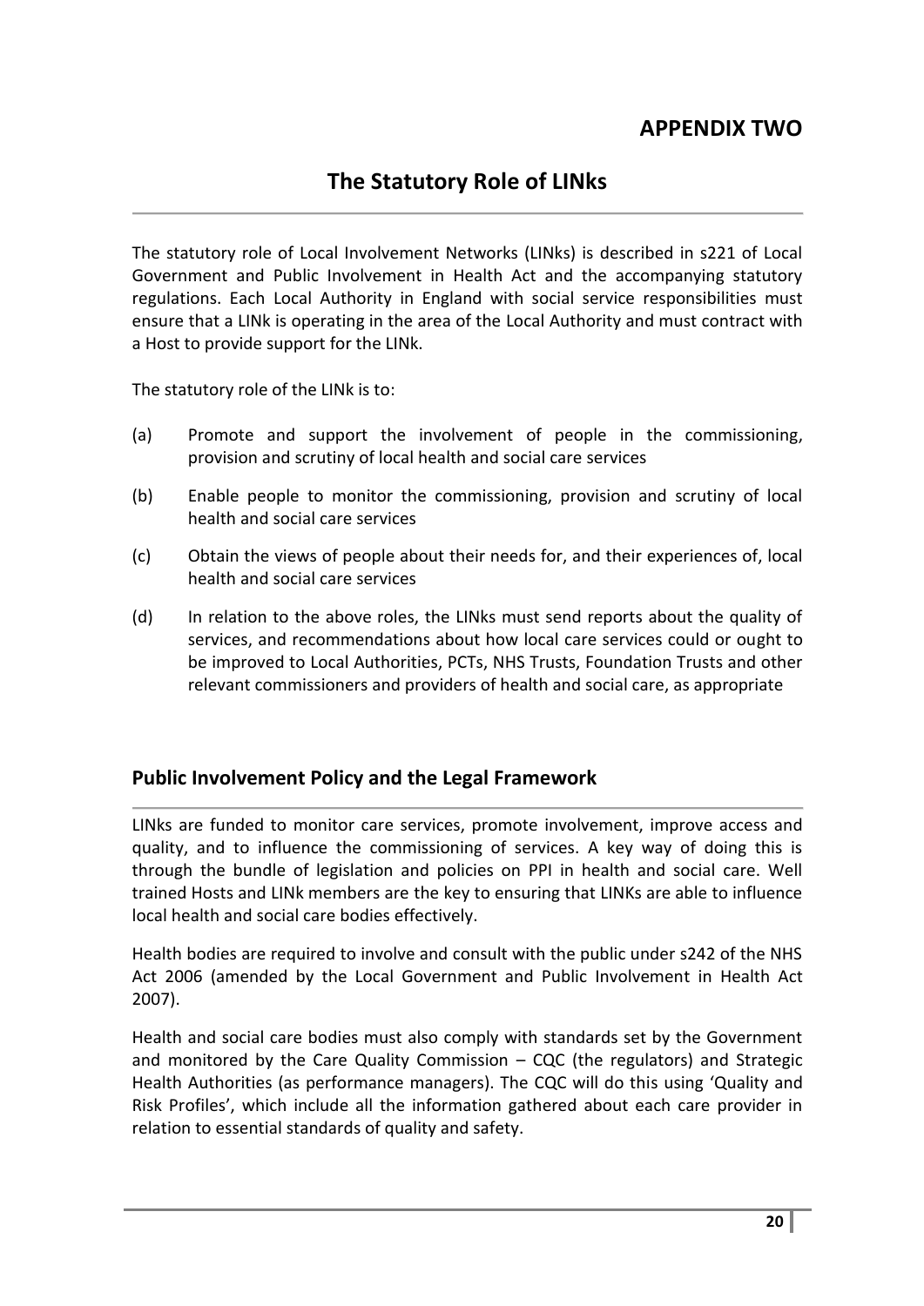# APPENDIX TWO

## The Statutory Role of LINks

The statutory role of Local Involvement Networks (LINks) is described in s221 of Local Government and Public Involvement in Health Act and the accompanying statutory regulations. Each Local Authority in England with social service responsibilities must ensure that a LINk is operating in the area of the Local Authority and must contract with a Host to provide support for the LINk.

The statutory role of the LINk is to:

(a) Promote and support the involvement of people in the commissioning, provision and scrutiny of local health and social care services

(b) Enable people to monitor the commissioning, provision and scrutiny of local health and social care services

(c) Obtain the views of people about their needs for, and their experiences of, local health and social care services

(d) In relation to the above roles, the LINks must send reports about the quality of services, and recommendations about how local care services could or ought to be improved to Local Authorities, PCTs, NHS Trusts, Foundation Trusts and other relevant commissioners and providers of health and social care, as appropriate

### Public Involvement Policy and the Legal Framework

LINks are funded to monitor care services, promote involvement, improve access and quality, and to influence the commissioning of services. A key way of doing this is through the bundle of legislation and policies on PPI in health and social care. Well trained Hosts and LINk members are the key to ensuring that LINKs are able to influence local health and social care bodies effectively.

Health bodies are required to involve and consult with the public under s242 of the NHS Act 2006 (amended by the Local Government and Public Involvement in Health Act 2007).

Health and social care bodies must also comply with standards set by the Government and monitored by the Care Quality Commission – CQC (the regulators) and Strategic Health Authorities (as performance managers). The CQC will do this using 'Quality and Risk Profiles', which include all the information gathered about each care provider in relation to essential standards of quality and safety.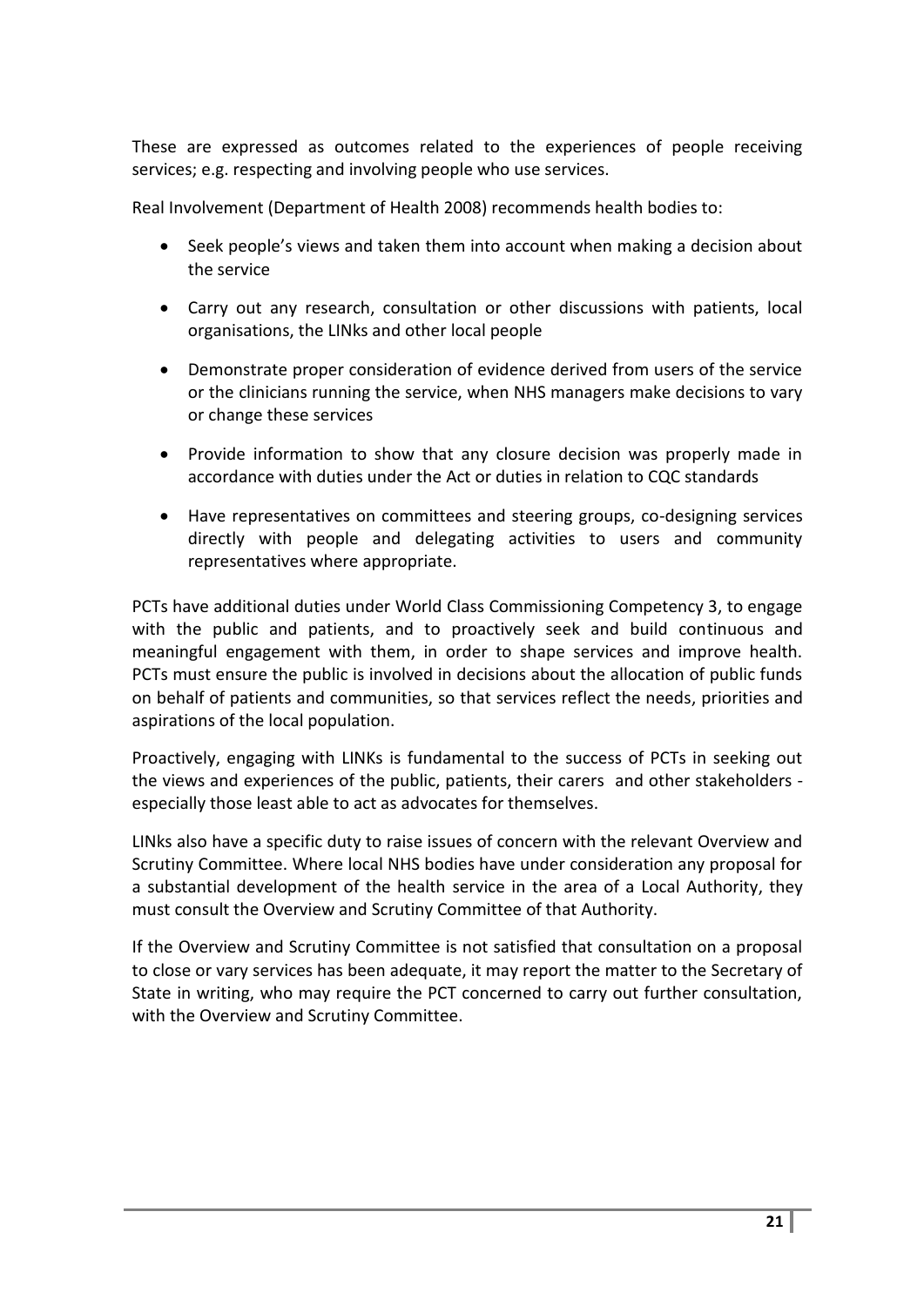These are expressed as outcomes related to the experiences of people receiving services; e.g. respecting and involving people who use services.

Real Involvement (Department of Health 2008) recommends health bodies to:

- Seek people's views and taken them into account when making a decision about the service
- Carry out any research, consultation or other discussions with patients, local organisations, the LINks and other local people
- Demonstrate proper consideration of evidence derived from users of the service or the clinicians running the service, when NHS managers make decisions to vary or change these services
- Provide information to show that any closure decision was properly made in accordance with duties under the Act or duties in relation to CQC standards
- Have representatives on committees and steering groups, co-designing services directly with people and delegating activities to users and community representatives where appropriate.

PCTs have additional duties under World Class Commissioning Competency 3, to engage with the public and patients, and to proactively seek and build continuous and meaningful engagement with them, in order to shape services and improve health. PCTs must ensure the public is involved in decisions about the allocation of public funds on behalf of patients and communities, so that services reflect the needs, priorities and aspirations of the local population.

Proactively, engaging with LINKs is fundamental to the success of PCTs in seeking out the views and experiences of the public, patients, their carers and other stakeholders - especially those least able to act as advocates for themselves.

LINks also have a specific duty to raise issues of concern with the relevant Overview and Scrutiny Committee. Where local NHS bodies have under consideration any proposal for a substantial development of the health service in the area of a Local Authority, they must consult the Overview and Scrutiny Committee of that Authority.

If the Overview and Scrutiny Committee is not satisfied that consultation on a proposal to close or vary services has been adequate, it may report the matter to the Secretary of State in writing, who may require the PCT concerned to carry out further consultation, with the Overview and Scrutiny Committee.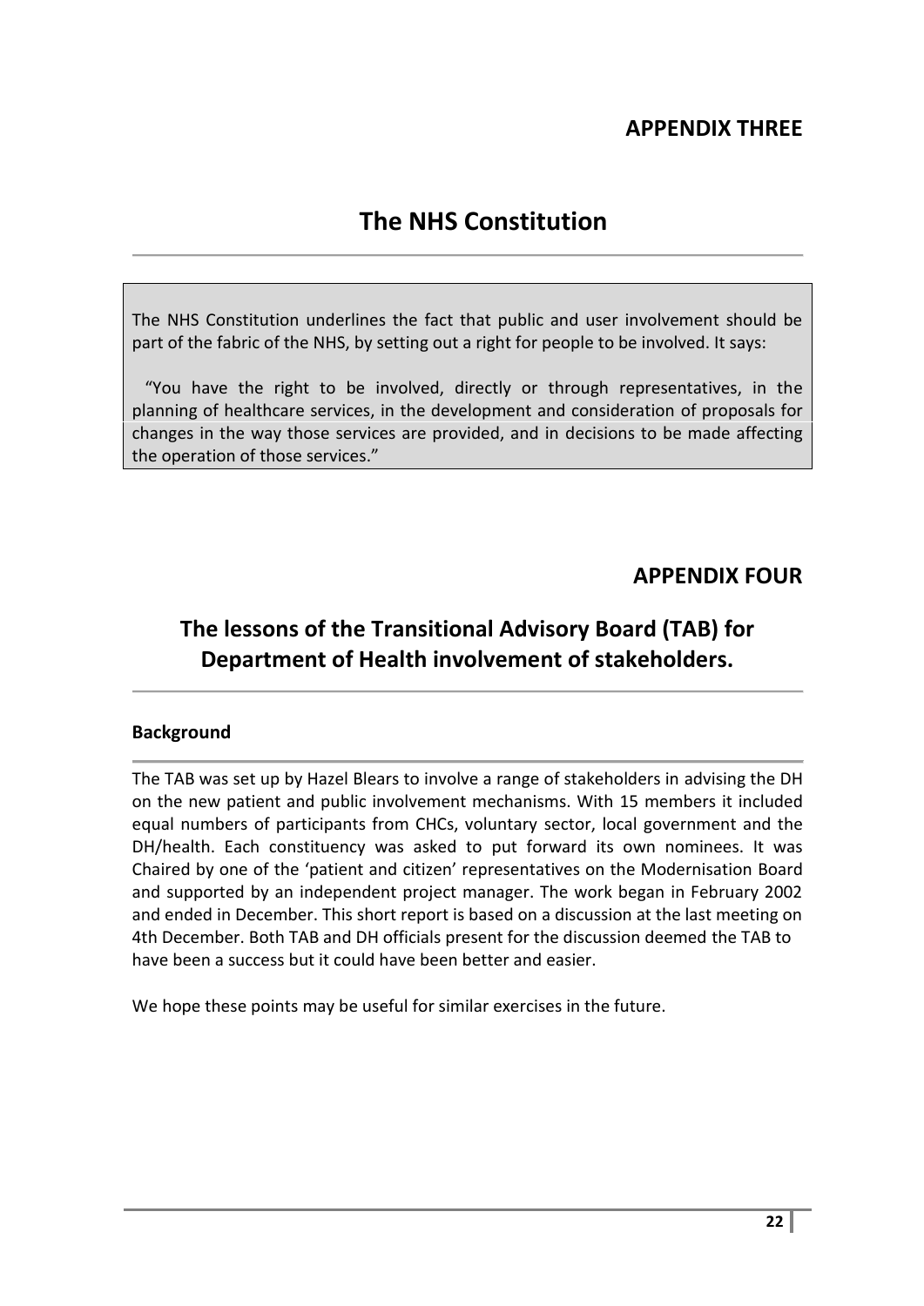## APPENDIX THREE

# The NHS Constitution

The NHS Constitution underlines the fact that public and user involvement should be part of the fabric of the NHS, by setting out a right for people to be involved. It says:

"You have the right to be involved, directly or through representatives, in the planning of healthcare services, in the development and consideration of proposals for changes in the way those services are provided, and in decisions to be made affecting the operation of those services."

## APPENDIX FOUR

# The lessons of the Transitional Advisory Board (TAB) for Department of Health involvement of stakeholders.

### Background

The TAB was set up by Hazel Blears to involve a range of stakeholders in advising the DH on the new patient and public involvement mechanisms. With 15 members it included equal numbers of participants from CHCs, voluntary sector, local government and the DH/health. Each constituency was asked to put forward its own nominees. It was Chaired by one of the 'patient and citizen' representatives on the Modernisation Board and supported by an independent project manager. The work began in February 2002 and ended in December. This short report is based on a discussion at the last meeting on 4th December. Both TAB and DH officials present for the discussion deemed the TAB to have been a success but it could have been better and easier.

We hope these points may be useful for similar exercises in the future.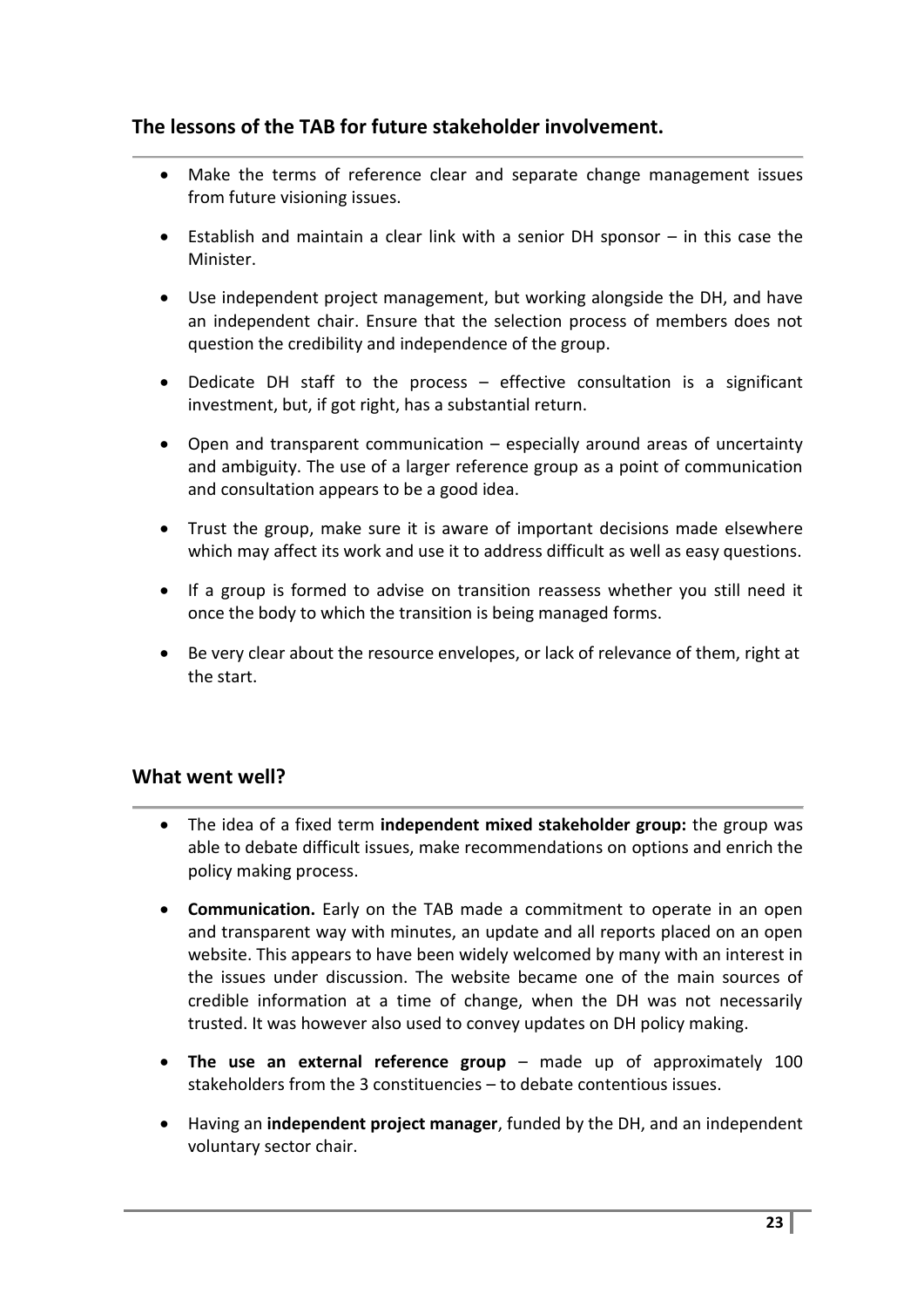## The lessons of the TAB for future stakeholder involvement.

- Make the terms of reference clear and separate change management issues from future visioning issues.
- Establish and maintain a clear link with a senior DH sponsor – in this case the Minister.
- Use independent project management, but working alongside the DH, and have an independent chair. Ensure that the selection process of members does not question the credibility and independence of the group.
- Dedicate DH staff to the process – effective consultation is a significant investment, but, if got right, has a substantial return.
- Open and transparent communication – especially around areas of uncertainty and ambiguity. The use of a larger reference group as a point of communication and consultation appears to be a good idea.
- Trust the group, make sure it is aware of important decisions made elsewhere which may affect its work and use it to address difficult as well as easy questions.
- If a group is formed to advise on transition reassess whether you still need it once the body to which the transition is being managed forms.
- Be very clear about the resource envelopes, or lack of relevance of them, right at the start.

## What went well?

- The idea of a fixed term **independent mixed stakeholder group:** the group was able to debate difficult issues, make recommendations on options and enrich the policy making process.
- **Communication.** Early on the TAB made a commitment to operate in an open and transparent way with minutes, an update and all reports placed on an open website. This appears to have been widely welcomed by many with an interest in the issues under discussion. The website became one of the main sources of credible information at a time of change, when the DH was not necessarily trusted. It was however also used to convey updates on DH policy making.
- **The use an external reference group** – made up of approximately 100 stakeholders from the 3 constituencies – to debate contentious issues.
- Having an **independent project manager**, funded by the DH, and an independent voluntary sector chair.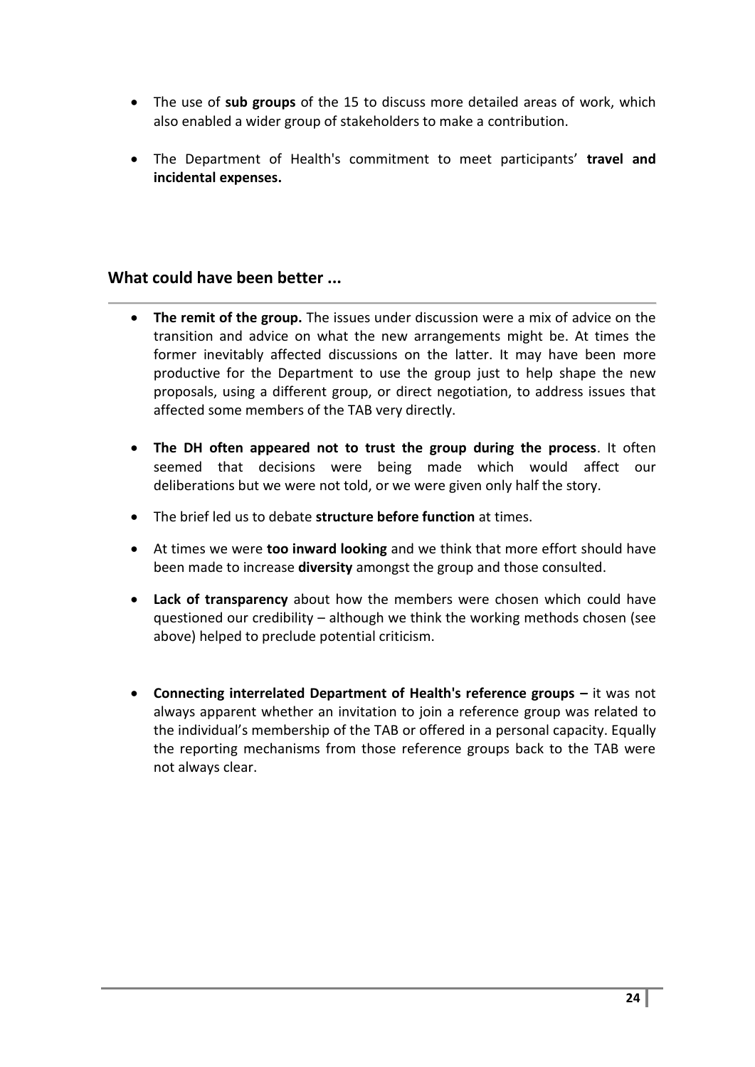- The use of **sub groups** of the 15 to discuss more detailed areas of work, which also enabled a wider group of stakeholders to make a contribution.
- The Department of Health's commitment to meet participants' **travel and incidental expenses.**

## What could have been better ...

- **The remit of the group.** The issues under discussion were a mix of advice on the transition and advice on what the new arrangements might be. At times the former inevitably affected discussions on the latter. It may have been more productive for the Department to use the group just to help shape the new proposals, using a different group, or direct negotiation, to address issues that affected some members of the TAB very directly.
- **The DH often appeared not to trust the group during the process**. It often seemed that decisions were being made which would affect our deliberations but we were not told, or we were given only half the story.
- The brief led us to debate **structure before function** at times.
- At times we were **too inward looking** and we think that more effort should have been made to increase **diversity** amongst the group and those consulted.
- **Lack of transparency** about how the members were chosen which could have questioned our credibility – although we think the working methods chosen (see above) helped to preclude potential criticism.
- **Connecting interrelated Department of Health's reference groups –** it was not always apparent whether an invitation to join a reference group was related to the individual's membership of the TAB or offered in a personal capacity. Equally the reporting mechanisms from those reference groups back to the TAB were not always clear.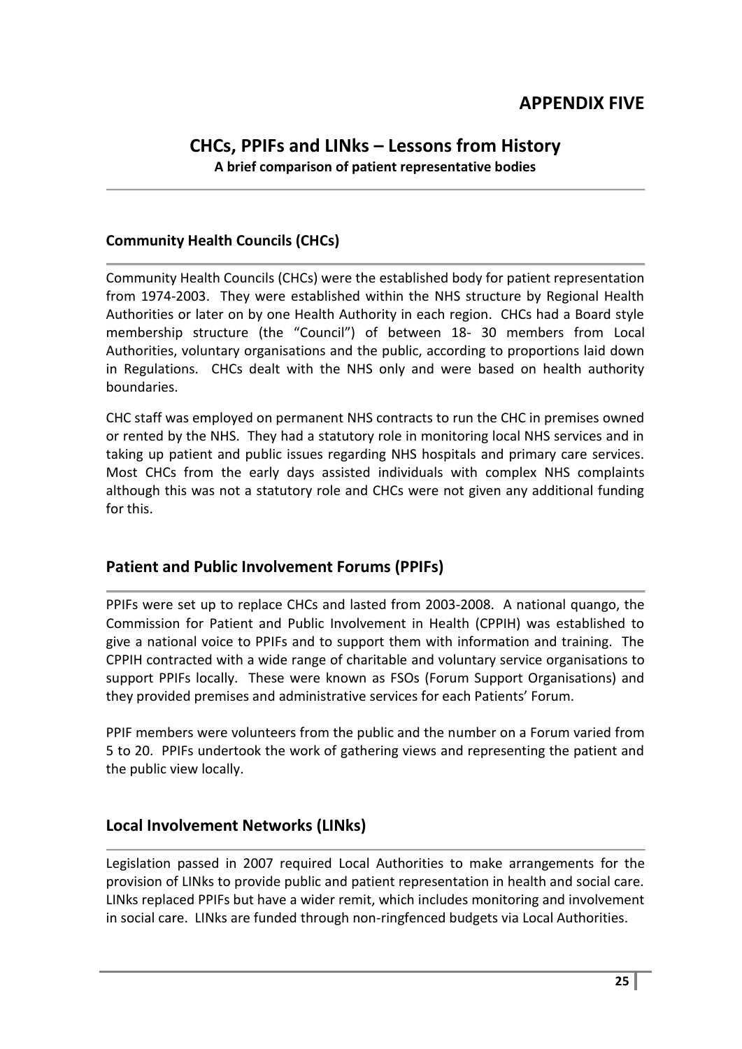# APPENDIX FIVE

## CHCs, PPIFs and LINks – Lessons from History

**A brief comparison of patient representative bodies**

### Community Health Councils (CHCs)

Community Health Councils (CHCs) were the established body for patient representation from 1974-2003. They were established within the NHS structure by Regional Health Authorities or later on by one Health Authority in each region. CHCs had a Board style membership structure (the "Council") of between 18- 30 members from Local Authorities, voluntary organisations and the public, according to proportions laid down in Regulations. CHCs dealt with the NHS only and were based on health authority boundaries.

CHC staff was employed on permanent NHS contracts to run the CHC in premises owned or rented by the NHS. They had a statutory role in monitoring local NHS services and in taking up patient and public issues regarding NHS hospitals and primary care services. Most CHCs from the early days assisted individuals with complex NHS complaints although this was not a statutory role and CHCs were not given any additional funding for this.

### Patient and Public Involvement Forums (PPIFs)

PPIFs were set up to replace CHCs and lasted from 2003-2008. A national quango, the Commission for Patient and Public Involvement in Health (CPPIH) was established to give a national voice to PPIFs and to support them with information and training. The CPPIH contracted with a wide range of charitable and voluntary service organisations to support PPIFs locally. These were known as FSOs (Forum Support Organisations) and they provided premises and administrative services for each Patients' Forum.

PPIF members were volunteers from the public and the number on a Forum varied from 5 to 20. PPIFs undertook the work of gathering views and representing the patient and the public view locally.

### Local Involvement Networks (LINks)

Legislation passed in 2007 required Local Authorities to make arrangements for the provision of LINks to provide public and patient representation in health and social care. LINks replaced PPIFs but have a wider remit, which includes monitoring and involvement in social care. LINks are funded through non-ringfenced budgets via Local Authorities.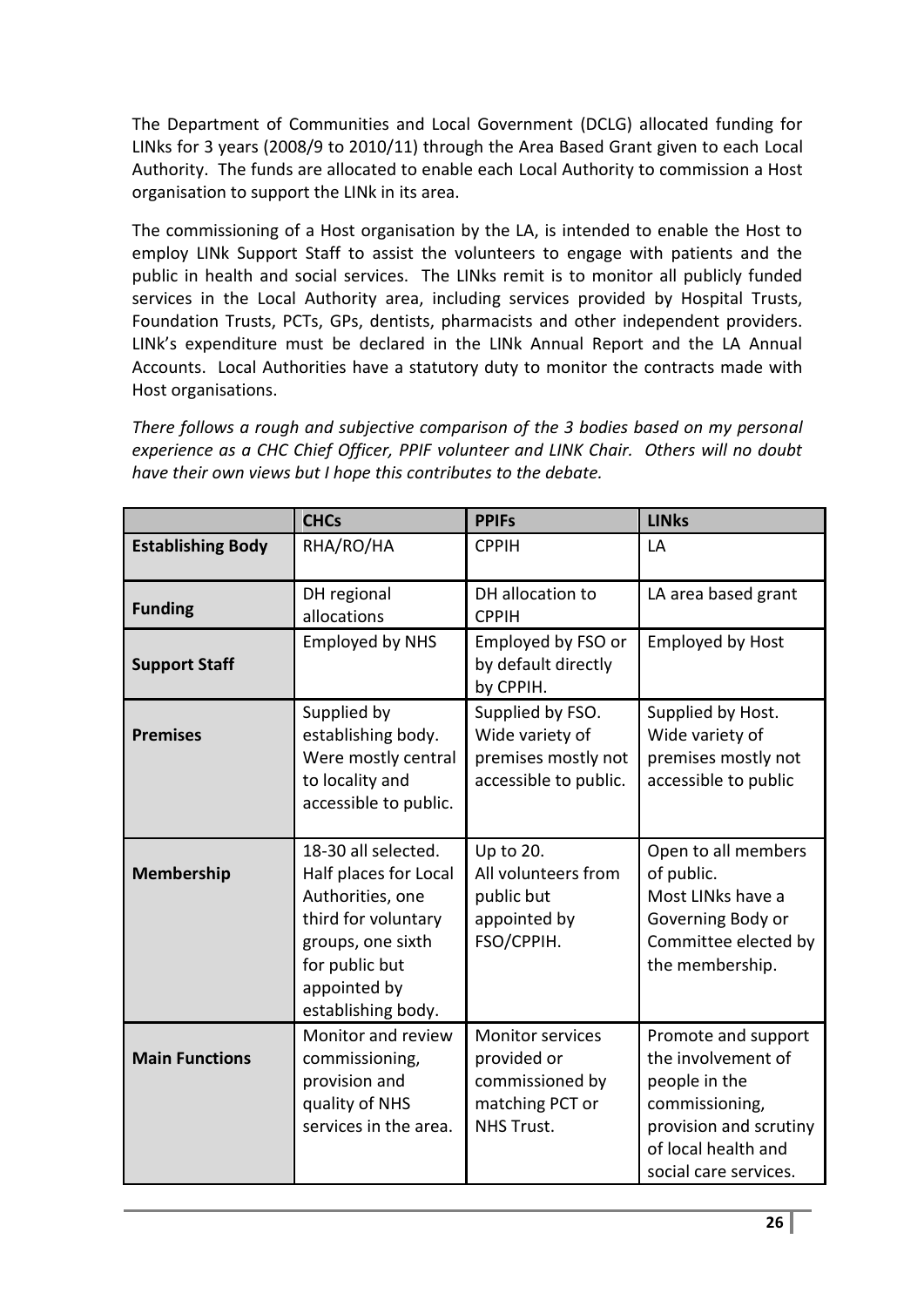The Department of Communities and Local Government (DCLG) allocated funding for LINks for 3 years (2008/9 to 2010/11) through the Area Based Grant given to each Local Authority. The funds are allocated to enable each Local Authority to commission a Host organisation to support the LINk in its area.

The commissioning of a Host organisation by the LA, is intended to enable the Host to employ LINk Support Staff to assist the volunteers to engage with patients and the public in health and social services. The LINks remit is to monitor all publicly funded services in the Local Authority area, including services provided by Hospital Trusts, Foundation Trusts, PCTs, GPs, dentists, pharmacists and other independent providers. LINk's expenditure must be declared in the LINk Annual Report and the LA Annual Accounts. Local Authorities have a statutory duty to monitor the contracts made with Host organisations.

*There follows a rough and subjective comparison of the 3 bodies based on my personal experience as a CHC Chief Officer, PPIF volunteer and LINK Chair. Others will no doubt have their own views but I hope this contributes to the debate.*

| | **CHCs** | **PPIFs** | **LINks** |
|---|---|---|---|
| **Establishing Body** | RHA/RO/HA | CPPIH | LA |
| **Funding** | DH regional allocations | DH allocation to CPPIH | LA area based grant |
| **Support Staff** | Employed by NHS | Employed by FSO or by default directly by CPPIH. | Employed by Host |
| **Premises** | Supplied by establishing body. Were mostly central to locality and accessible to public. | Supplied by FSO. Wide variety of premises mostly not accessible to public. | Supplied by Host. Wide variety of premises mostly not accessible to public |
| **Membership** | 18-30 all selected. Half places for Local Authorities, one third for voluntary groups, one sixth for public but appointed by establishing body. | Up to 20. All volunteers from public but appointed by FSO/CPPIH. | Open to all members of public. Most LINks have a Governing Body or Committee elected by the membership. |
| **Main Functions** | Monitor and review commissioning, provision and quality of NHS services in the area. | Monitor services provided or commissioned by matching PCT or NHS Trust. | Promote and support the involvement of people in the commissioning, provision and scrutiny of local health and social care services. |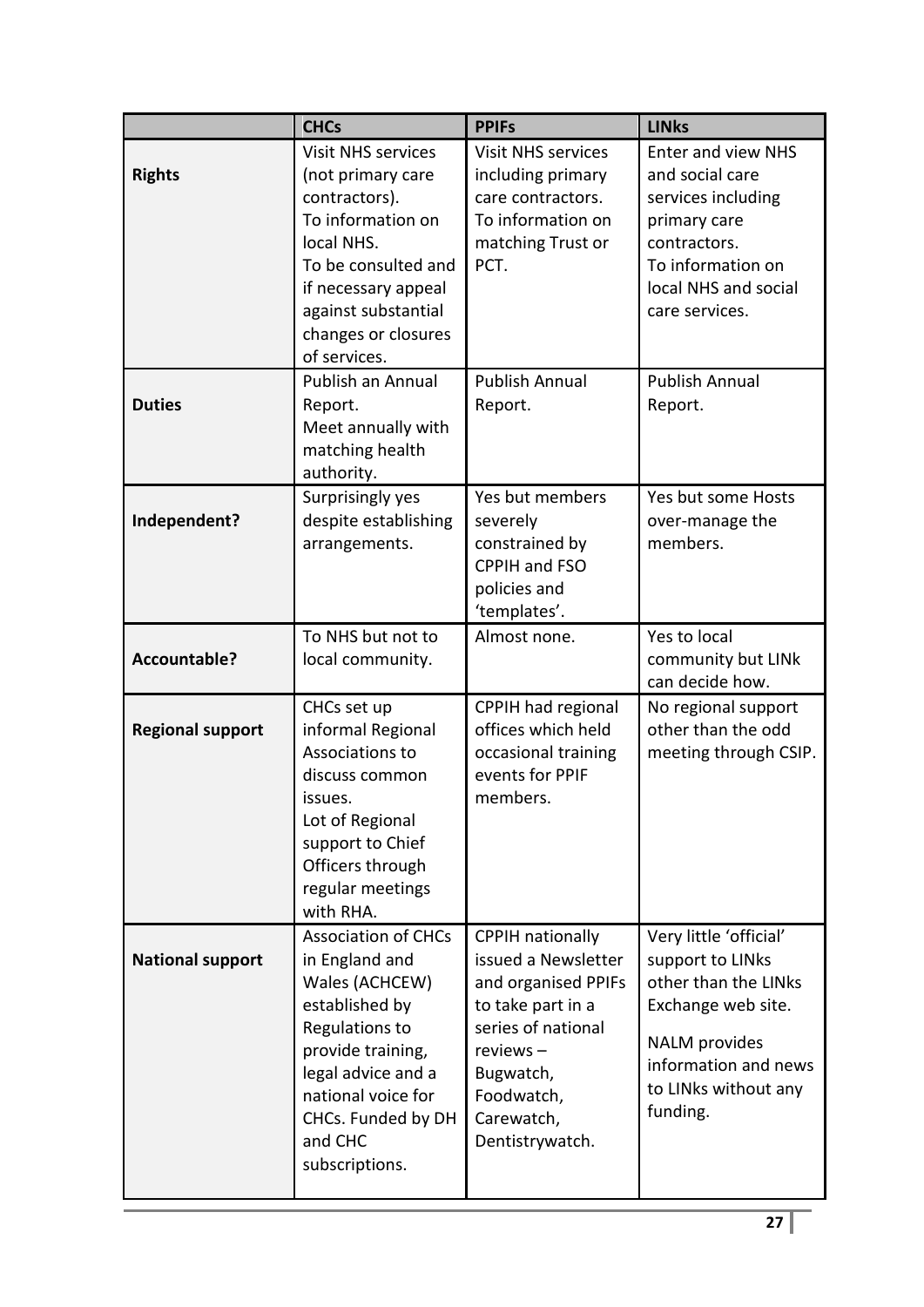| | CHCs | PPIFs | LINks |
|---|---|---|---|
| **Rights** | Visit NHS services (not primary care contractors).<br>To information on local NHS.<br>To be consulted and if necessary appeal against substantial changes or closures of services. | Visit NHS services including primary care contractors.<br>To information on matching Trust or PCT. | Enter and view NHS and social care services including primary care contractors.<br>To information on local NHS and social care services. |
| **Duties** | Publish an Annual Report.<br>Meet annually with matching health authority. | Publish Annual Report. | Publish Annual Report. |
| **Independent?** | Surprisingly yes despite establishing arrangements. | Yes but members severely constrained by CPPIH and FSO policies and 'templates'. | Yes but some Hosts over-manage the members. |
| **Accountable?** | To NHS but not to local community. | Almost none. | Yes to local community but LINk can decide how. |
| **Regional support** | CHCs set up informal Regional Associations to discuss common issues.<br>Lot of Regional support to Chief Officers through regular meetings with RHA. | CPPIH had regional offices which held occasional training events for PPIF members. | No regional support other than the odd meeting through CSIP. |
| **National support** | Association of CHCs in England and Wales (ACHCEW) established by Regulations to provide training, legal advice and a national voice for CHCs. Funded by DH and CHC subscriptions. | CPPIH nationally issued a Newsletter and organised PPIFs to take part in a series of national reviews – Bugwatch, Foodwatch, Carewatch, Dentistrywatch. | Very little 'official' support to LINks other than the LINks Exchange web site.<br><br>NALM provides information and news to LINks without any funding. |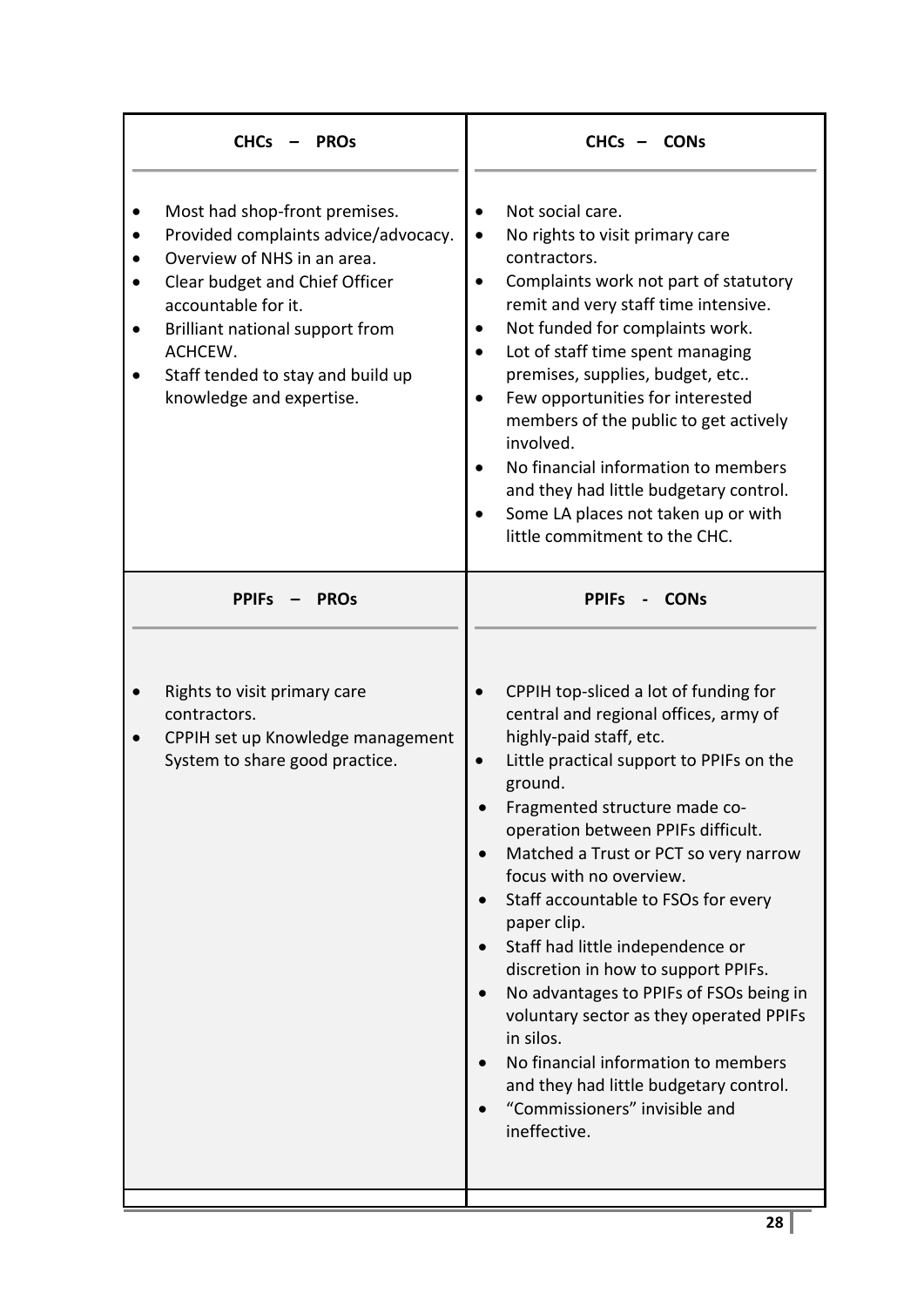| CHCs – PROs | CHCs – CONs |
|---|---|
| • Most had shop-front premises.<br>• Provided complaints advice/advocacy.<br>• Overview of NHS in an area.<br>• Clear budget and Chief Officer accountable for it.<br>• Brilliant national support from ACHCEW.<br>• Staff tended to stay and build up knowledge and expertise. | • Not social care.<br>• No rights to visit primary care contractors.<br>• Complaints work not part of statutory remit and very staff time intensive.<br>• Not funded for complaints work.<br>• Lot of staff time spent managing premises, supplies, budget, etc..<br>• Few opportunities for interested members of the public to get actively involved.<br>• No financial information to members and they had little budgetary control.<br>• Some LA places not taken up or with little commitment to the CHC. |
| **PPIFs – PROs** | **PPIFs - CONs** |
| • Rights to visit primary care contractors.<br>• CPPIH set up Knowledge management System to share good practice. | • CPPIH top-sliced a lot of funding for central and regional offices, army of highly-paid staff, etc.<br>• Little practical support to PPIFs on the ground.<br>• Fragmented structure made co-operation between PPIFs difficult.<br>• Matched a Trust or PCT so very narrow focus with no overview.<br>• Staff accountable to FSOs for every paper clip.<br>• Staff had little independence or discretion in how to support PPIFs.<br>• No advantages to PPIFs of FSOs being in voluntary sector as they operated PPIFs in silos.<br>• No financial information to members and they had little budgetary control.<br>• "Commissioners" invisible and ineffective. |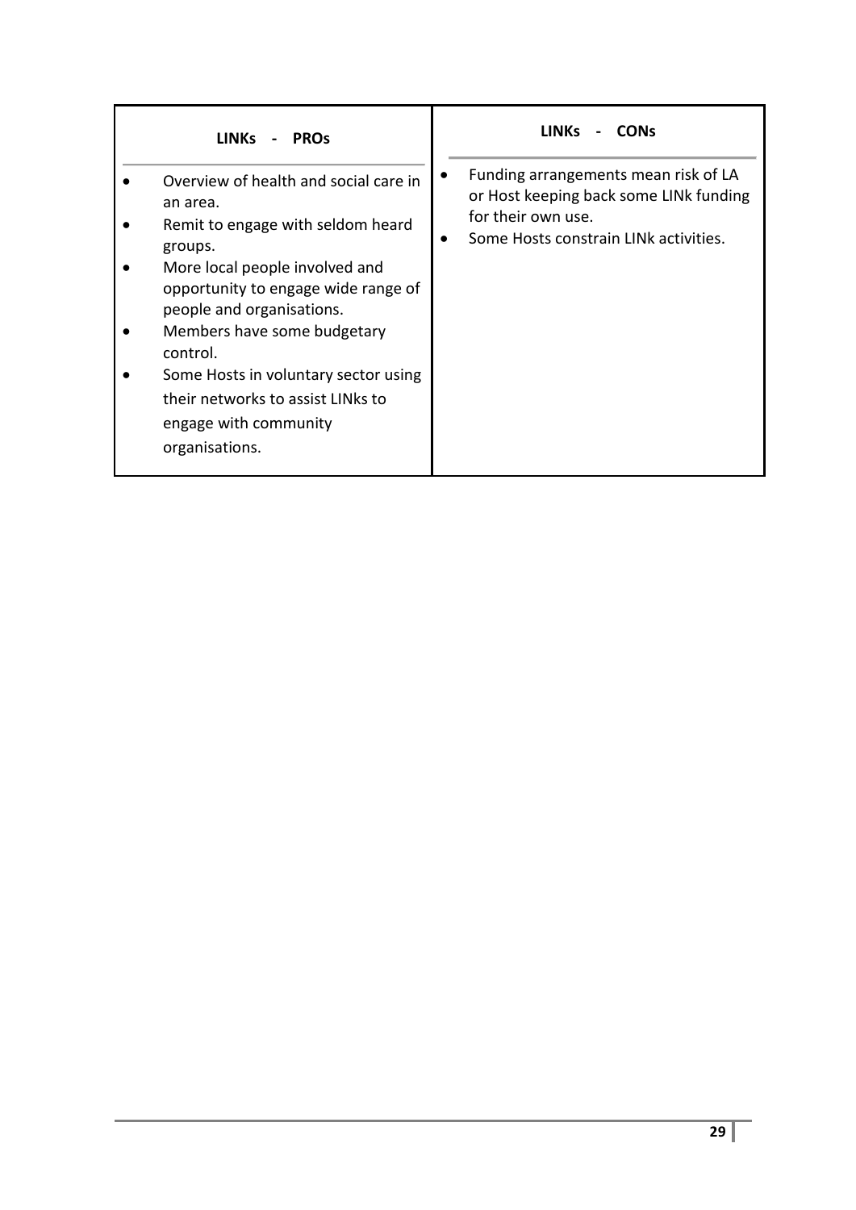| LINKs - PROs | LINKs - CONs |
|---|---|
| • Overview of health and social care in an area.<br>• Remit to engage with seldom heard groups.<br>• More local people involved and opportunity to engage wide range of people and organisations.<br>• Members have some budgetary control.<br>• Some Hosts in voluntary sector using their networks to assist LINks to engage with community organisations. | • Funding arrangements mean risk of LA or Host keeping back some LINk funding for their own use.<br>• Some Hosts constrain LINk activities. |